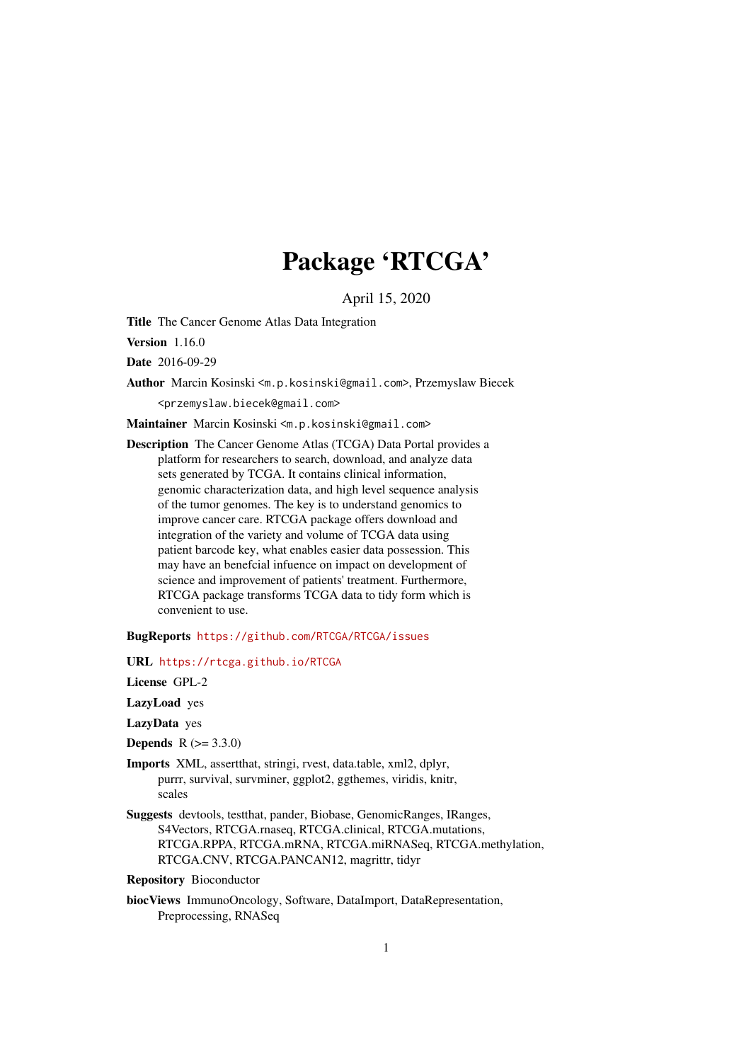# Package 'RTCGA'

April 15, 2020

**Title** The Cancer Genome Atlas Data Integration

**Version** 1.16.0

**Date** 2016-09-29

**Author** Marcin Kosinski <m.p.kosinski@gmail.com>, Przemyslaw Biecek <przemyslaw.biecek@gmail.com>

**Maintainer** Marcin Kosinski <m.p.kosinski@gmail.com>

**Description** The Cancer Genome Atlas (TCGA) Data Portal provides a platform for researchers to search, download, and analyze data sets generated by TCGA. It contains clinical information, genomic characterization data, and high level sequence analysis of the tumor genomes. The key is to understand genomics to improve cancer care. RTCGA package offers download and integration of the variety and volume of TCGA data using patient barcode key, what enables easier data possession. This may have an benefcial infuence on impact on development of science and improvement of patients' treatment. Furthermore, RTCGA package transforms TCGA data to tidy form which is convenient to use.

**BugReports** https://github.com/RTCGA/RTCGA/issues

**URL** https://rtcga.github.io/RTCGA

**License** GPL-2

**LazyLoad** yes

**LazyData** yes

**Depends** R (>= 3.3.0)

**Imports** XML, assertthat, stringi, rvest, data.table, xml2, dplyr, purrr, survival, survminer, ggplot2, ggthemes, viridis, knitr, scales

**Suggests** devtools, testthat, pander, Biobase, GenomicRanges, IRanges, S4Vectors, RTCGA.rnaseq, RTCGA.clinical, RTCGA.mutations, RTCGA.RPPA, RTCGA.mRNA, RTCGA.miRNASeq, RTCGA.methylation, RTCGA.CNV, RTCGA.PANCAN12, magrittr, tidyr

**Repository** Bioconductor

**biocViews** ImmunoOncology, Software, DataImport, DataRepresentation, Preprocessing, RNASeq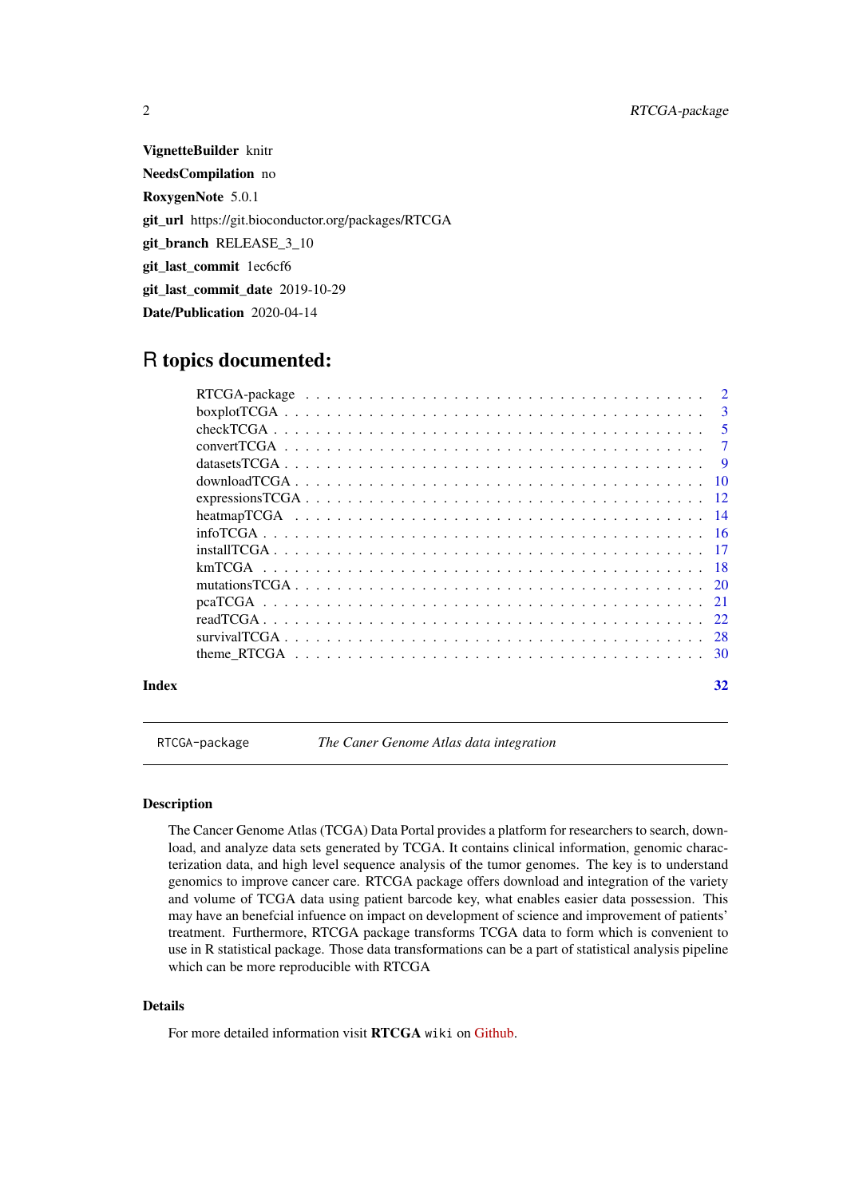**VignetteBuilder** knitr

**NeedsCompilation** no

**RoxygenNote** 5.0.1

**git_url** https://git.bioconductor.org/packages/RTCGA

**git_branch** RELEASE_3_10

**git_last_commit** 1ec6cf6

**git_last_commit_date** 2019-10-29

**Date/Publication** 2020-04-14

# R topics documented:

| | |
|---|---|
| RTCGA-package | 2 |
| boxplotTCGA | 3 |
| checkTCGA | 5 |
| convertTCGA | 7 |
| datasetsTCGA | 9 |
| downloadTCGA | 10 |
| expressionsTCGA | 12 |
| heatmapTCGA | 14 |
| infoTCGA | 16 |
| installTCGA | 17 |
| kmTCGA | 18 |
| mutationsTCGA | 20 |
| pcaTCGA | 21 |
| readTCGA | 22 |
| survivalTCGA | 28 |
| theme_RTCGA | 30 |

**Index** **32**

---

`RTCGA-package` *The Caner Genome Atlas data integration*

---

### Description

The Cancer Genome Atlas (TCGA) Data Portal provides a platform for researchers to search, download, and analyze data sets generated by TCGA. It contains clinical information, genomic characterization data, and high level sequence analysis of the tumor genomes. The key is to understand genomics to improve cancer care. RTCGA package offers download and integration of the variety and volume of TCGA data using patient barcode key, what enables easier data possession. This may have an benefcial infuence on impact on development of science and improvement of patients' treatment. Furthermore, RTCGA package transforms TCGA data to form which is convenient to use in R statistical package. Those data transformations can be a part of statistical analysis pipeline which can be more reproducible with RTCGA

### Details

For more detailed information visit **RTCGA** `wiki` on Github.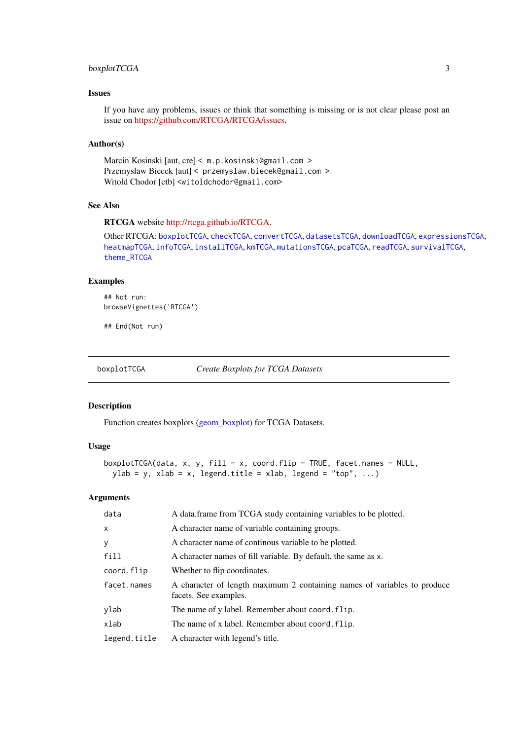### Issues

If you have any problems, issues or think that something is missing or is not clear please post an issue on https://github.com/RTCGA/RTCGA/issues.

### Author(s)

Marcin Kosinski [aut, cre] < m.p.kosinski@gmail.com >
Przemyslaw Biecek [aut] < przemyslaw.biecek@gmail.com >
Witold Chodor [ctb] <witoldchodor@gmail.com>

### See Also

**RTCGA** website http://rtcga.github.io/RTCGA.

Other RTCGA: boxplotTCGA, checkTCGA, convertTCGA, datasetsTCGA, downloadTCGA, expressionsTCGA, heatmapTCGA, infoTCGA, installTCGA, kmTCGA, mutationsTCGA, pcaTCGA, readTCGA, survivalTCGA, theme_RTCGA

### Examples

```
## Not run:
browseVignettes('RTCGA')

## End(Not run)
```

---

## boxplotTCGA — *Create Boxplots for TCGA Datasets*

---

### Description

Function creates boxplots (geom_boxplot) for TCGA Datasets.

### Usage

```
boxplotTCGA(data, x, y, fill = x, coord.flip = TRUE, facet.names = NULL,
  ylab = y, xlab = x, legend.title = xlab, legend = "top", ...)
```

### Arguments

| | |
|---|---|
| `data` | A data.frame from TCGA study containing variables to be plotted. |
| `x` | A character name of variable containing groups. |
| `y` | A character name of continous variable to be plotted. |
| `fill` | A character names of fill variable. By default, the same as `x`. |
| `coord.flip` | Whether to flip coordinates. |
| `facet.names` | A character of length maximum 2 containing names of variables to produce facets. See examples. |
| `ylab` | The name of y label. Remember about `coord.flip`. |
| `xlab` | The name of x label. Remember about `coord.flip`. |
| `legend.title` | A character with legend's title. |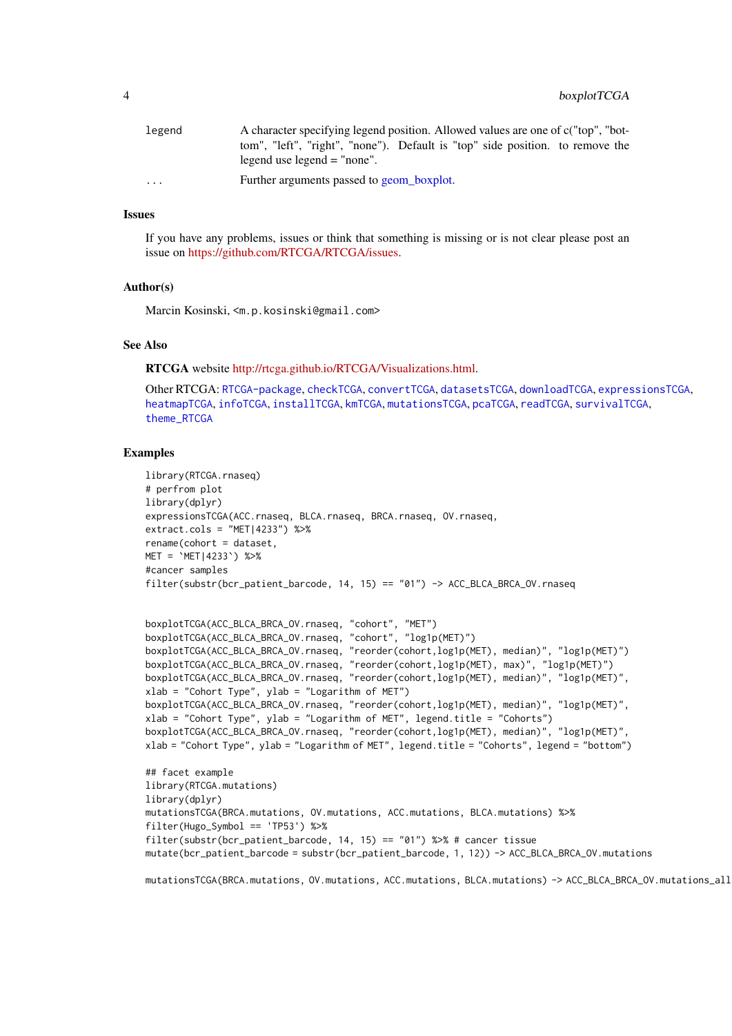| | |
|---|---|
| legend | A character specifying legend position. Allowed values are one of c("top", "bottom", "left", "right", "none"). Default is "top" side position. to remove the legend use legend = "none". |
| ... | Further arguments passed to geom_boxplot. |

### Issues

If you have any problems, issues or think that something is missing or is not clear please post an issue on https://github.com/RTCGA/RTCGA/issues.

### Author(s)

Marcin Kosinski, <m.p.kosinski@gmail.com>

### See Also

**RTCGA** website http://rtcga.github.io/RTCGA/Visualizations.html.

Other RTCGA: RTCGA-package, checkTCGA, convertTCGA, datasetsTCGA, downloadTCGA, expressionsTCGA, heatmapTCGA, infoTCGA, installTCGA, kmTCGA, mutationsTCGA, pcaTCGA, readTCGA, survivalTCGA, theme_RTCGA

### Examples

```
library(RTCGA.rnaseq)
# perfrom plot
library(dplyr)
expressionsTCGA(ACC.rnaseq, BLCA.rnaseq, BRCA.rnaseq, OV.rnaseq,
extract.cols = "MET|4233") %>%
rename(cohort = dataset,
MET = `MET|4233`) %>%
#cancer samples
filter(substr(bcr_patient_barcode, 14, 15) == "01") -> ACC_BLCA_BRCA_OV.rnaseq


boxplotTCGA(ACC_BLCA_BRCA_OV.rnaseq, "cohort", "MET")
boxplotTCGA(ACC_BLCA_BRCA_OV.rnaseq, "cohort", "log1p(MET)")
boxplotTCGA(ACC_BLCA_BRCA_OV.rnaseq, "reorder(cohort,log1p(MET), median)", "log1p(MET)")
boxplotTCGA(ACC_BLCA_BRCA_OV.rnaseq, "reorder(cohort,log1p(MET), max)", "log1p(MET)")
boxplotTCGA(ACC_BLCA_BRCA_OV.rnaseq, "reorder(cohort,log1p(MET), median)", "log1p(MET)",
xlab = "Cohort Type", ylab = "Logarithm of MET")
boxplotTCGA(ACC_BLCA_BRCA_OV.rnaseq, "reorder(cohort,log1p(MET), median)", "log1p(MET)",
xlab = "Cohort Type", ylab = "Logarithm of MET", legend.title = "Cohorts")
boxplotTCGA(ACC_BLCA_BRCA_OV.rnaseq, "reorder(cohort,log1p(MET), median)", "log1p(MET)",
xlab = "Cohort Type", ylab = "Logarithm of MET", legend.title = "Cohorts", legend = "bottom")

## facet example
library(RTCGA.mutations)
library(dplyr)
mutationsTCGA(BRCA.mutations, OV.mutations, ACC.mutations, BLCA.mutations) %>%
filter(Hugo_Symbol == 'TP53') %>%
filter(substr(bcr_patient_barcode, 14, 15) == "01") %>% # cancer tissue
mutate(bcr_patient_barcode = substr(bcr_patient_barcode, 1, 12)) -> ACC_BLCA_BRCA_OV.mutations

mutationsTCGA(BRCA.mutations, OV.mutations, ACC.mutations, BLCA.mutations) -> ACC_BLCA_BRCA_OV.mutations_all
```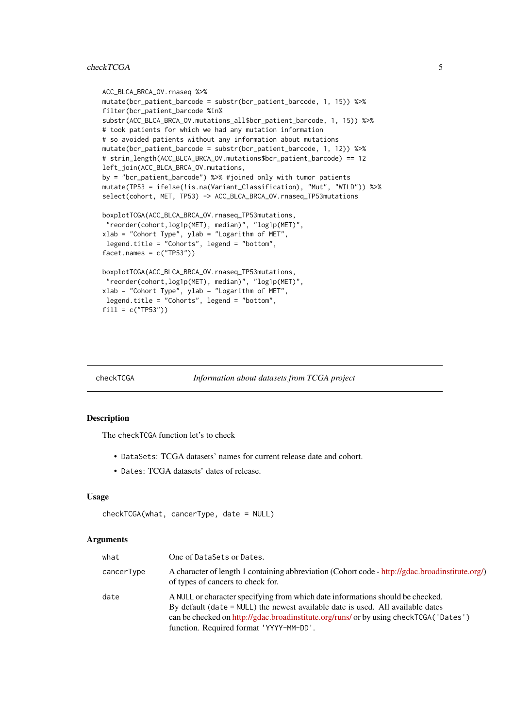```
ACC_BLCA_BRCA_OV.rnaseq %>%
mutate(bcr_patient_barcode = substr(bcr_patient_barcode, 1, 15)) %>%
filter(bcr_patient_barcode %in%
substr(ACC_BLCA_BRCA_OV.mutations_all$bcr_patient_barcode, 1, 15)) %>%
# took patients for which we had any mutation information
# so avoided patients without any information about mutations
mutate(bcr_patient_barcode = substr(bcr_patient_barcode, 1, 12)) %>%
# strin_length(ACC_BLCA_BRCA_OV.mutations$bcr_patient_barcode) == 12
left_join(ACC_BLCA_BRCA_OV.mutations,
by = "bcr_patient_barcode") %>% #joined only with tumor patients
mutate(TP53 = ifelse(!is.na(Variant_Classification), "Mut", "WILD")) %>%
select(cohort, MET, TP53) -> ACC_BLCA_BRCA_OV.rnaseq_TP53mutations

boxplotTCGA(ACC_BLCA_BRCA_OV.rnaseq_TP53mutations,
 "reorder(cohort,log1p(MET), median)", "log1p(MET)",
xlab = "Cohort Type", ylab = "Logarithm of MET",
 legend.title = "Cohorts", legend = "bottom",
facet.names = c("TP53"))

boxplotTCGA(ACC_BLCA_BRCA_OV.rnaseq_TP53mutations,
 "reorder(cohort,log1p(MET), median)", "log1p(MET)",
xlab = "Cohort Type", ylab = "Logarithm of MET",
 legend.title = "Cohorts", legend = "bottom",
fill = c("TP53"))
```

---

## checkTCGA — *Information about datasets from TCGA project*

### Description

The checkTCGA function let's to check

- DataSets: TCGA datasets' names for current release date and cohort.
- Dates: TCGA datasets' dates of release.

### Usage

```
checkTCGA(what, cancerType, date = NULL)
```

### Arguments

| Argument | Description |
|---|---|
| what | One of DataSets or Dates. |
| cancerType | A character of length 1 containing abbreviation (Cohort code - http://gdac.broadinstitute.org/) of types of cancers to check for. |
| date | A NULL or character specifying from which date informations should be checked. By default (date = NULL) the newest available date is used. All available dates can be checked on http://gdac.broadinstitute.org/runs/ or by using checkTCGA('Dates') function. Required format 'YYYY-MM-DD'. |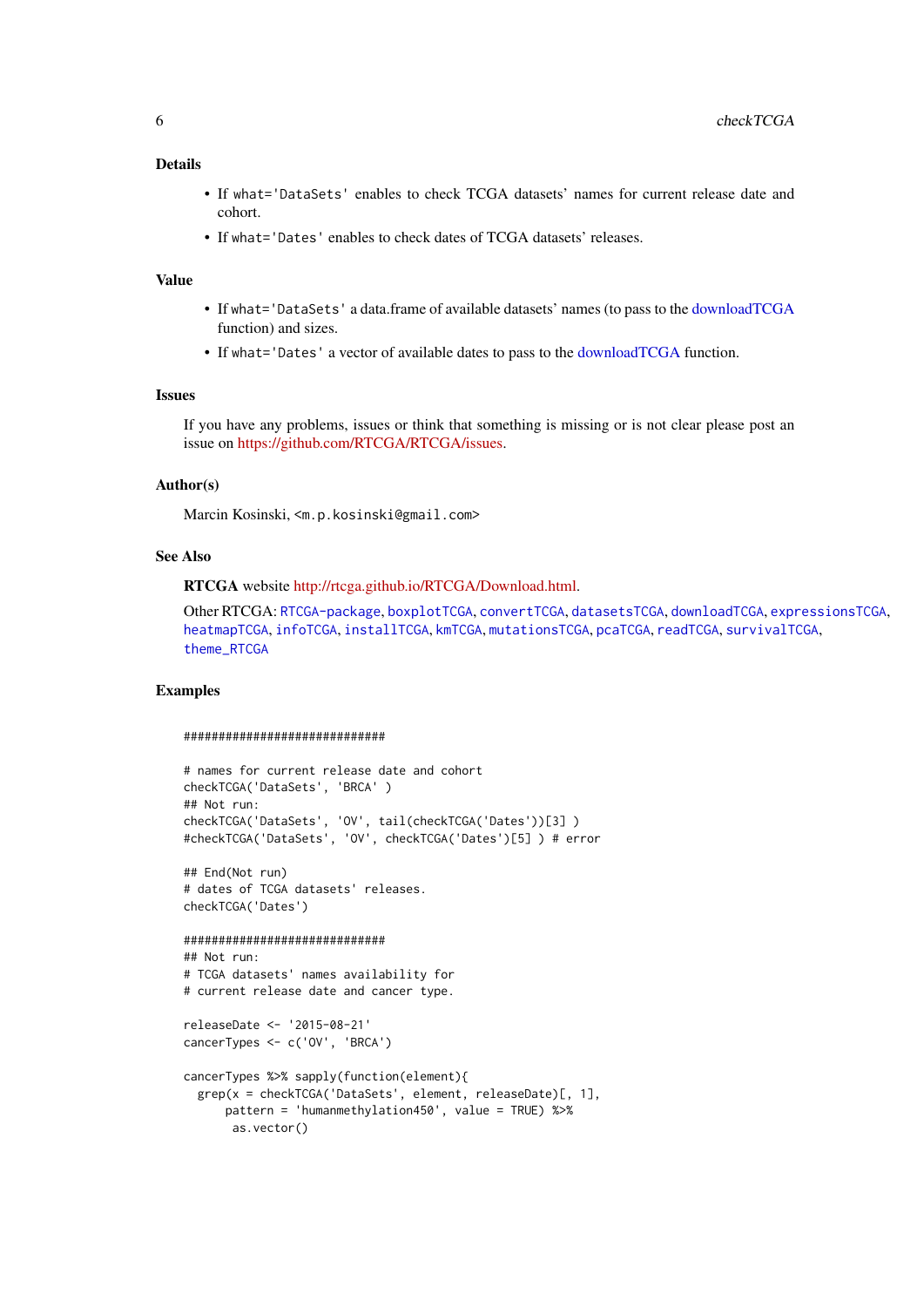### Details

- If `what='DataSets'` enables to check TCGA datasets' names for current release date and cohort.
- If `what='Dates'` enables to check dates of TCGA datasets' releases.

### Value

- If `what='DataSets'` a data.frame of available datasets' names (to pass to the downloadTCGA function) and sizes.
- If `what='Dates'` a vector of available dates to pass to the downloadTCGA function.

### Issues

If you have any problems, issues or think that something is missing or is not clear please post an issue on https://github.com/RTCGA/RTCGA/issues.

### Author(s)

Marcin Kosinski, <m.p.kosinski@gmail.com>

### See Also

**RTCGA** website http://rtcga.github.io/RTCGA/Download.html.

Other RTCGA: `RTCGA-package`, `boxplotTCGA`, `convertTCGA`, `datasetsTCGA`, `downloadTCGA`, `expressionsTCGA`, `heatmapTCGA`, `infoTCGA`, `installTCGA`, `kmTCGA`, `mutationsTCGA`, `pcaTCGA`, `readTCGA`, `survivalTCGA`, `theme_RTCGA`

### Examples

```
##############################

# names for current release date and cohort
checkTCGA('DataSets', 'BRCA' )
## Not run:
checkTCGA('DataSets', 'OV', tail(checkTCGA('Dates'))[3] )
#checkTCGA('DataSets', 'OV', checkTCGA('Dates')[5] ) # error

## End(Not run)
# dates of TCGA datasets' releases.
checkTCGA('Dates')

##############################
## Not run:
# TCGA datasets' names availability for
# current release date and cancer type.

releaseDate <- '2015-08-21'
cancerTypes <- c('OV', 'BRCA')

cancerTypes %>% sapply(function(element){
  grep(x = checkTCGA('DataSets', element, releaseDate)[, 1],
       pattern = 'humanmethylation450', value = TRUE) %>%
        as.vector()
```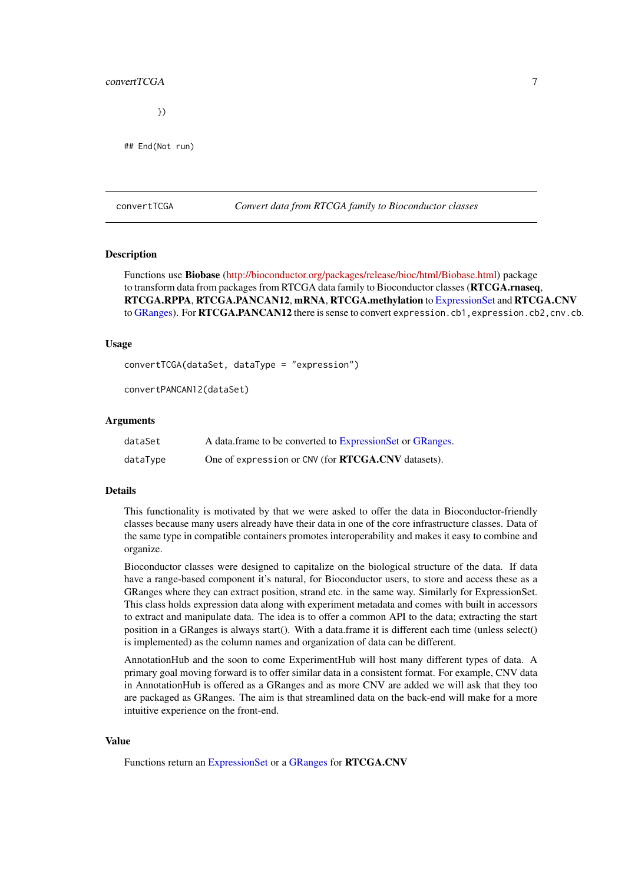```
        })

## End(Not run)
```

---

`convertTCGA` *Convert data from RTCGA family to Bioconductor classes*

---

### Description

Functions use **Biobase** (http://bioconductor.org/packages/release/bioc/html/Biobase.html) package to transform data from packages from RTCGA data family to Bioconductor classes (**RTCGA.rnaseq**, **RTCGA.RPPA**, **RTCGA.PANCAN12**, **mRNA**, **RTCGA.methylation** to ExpressionSet and **RTCGA.CNV** to GRanges). For **RTCGA.PANCAN12** there is sense to convert `expression.cb1,expression.cb2,cnv.cb`.

### Usage

```
convertTCGA(dataSet, dataType = "expression")

convertPANCAN12(dataSet)
```

### Arguments

| | |
|---|---|
| `dataSet` | A data.frame to be converted to ExpressionSet or GRanges. |
| `dataType` | One of `expression` or `CNV` (for **RTCGA.CNV** datasets). |

### Details

This functionality is motivated by that we were asked to offer the data in Bioconductor-friendly classes because many users already have their data in one of the core infrastructure classes. Data of the same type in compatible containers promotes interoperability and makes it easy to combine and organize.

Bioconductor classes were designed to capitalize on the biological structure of the data. If data have a range-based component it's natural, for Bioconductor users, to store and access these as a GRanges where they can extract position, strand etc. in the same way. Similarly for ExpressionSet. This class holds expression data along with experiment metadata and comes with built in accessors to extract and manipulate data. The idea is to offer a common API to the data; extracting the start position in a GRanges is always start(). With a data.frame it is different each time (unless select() is implemented) as the column names and organization of data can be different.

AnnotationHub and the soon to come ExperimentHub will host many different types of data. A primary goal moving forward is to offer similar data in a consistent format. For example, CNV data in AnnotationHub is offered as a GRanges and as more CNV are added we will ask that they too are packaged as GRanges. The aim is that streamlined data on the back-end will make for a more intuitive experience on the front-end.

### Value

Functions return an ExpressionSet or a GRanges for **RTCGA.CNV**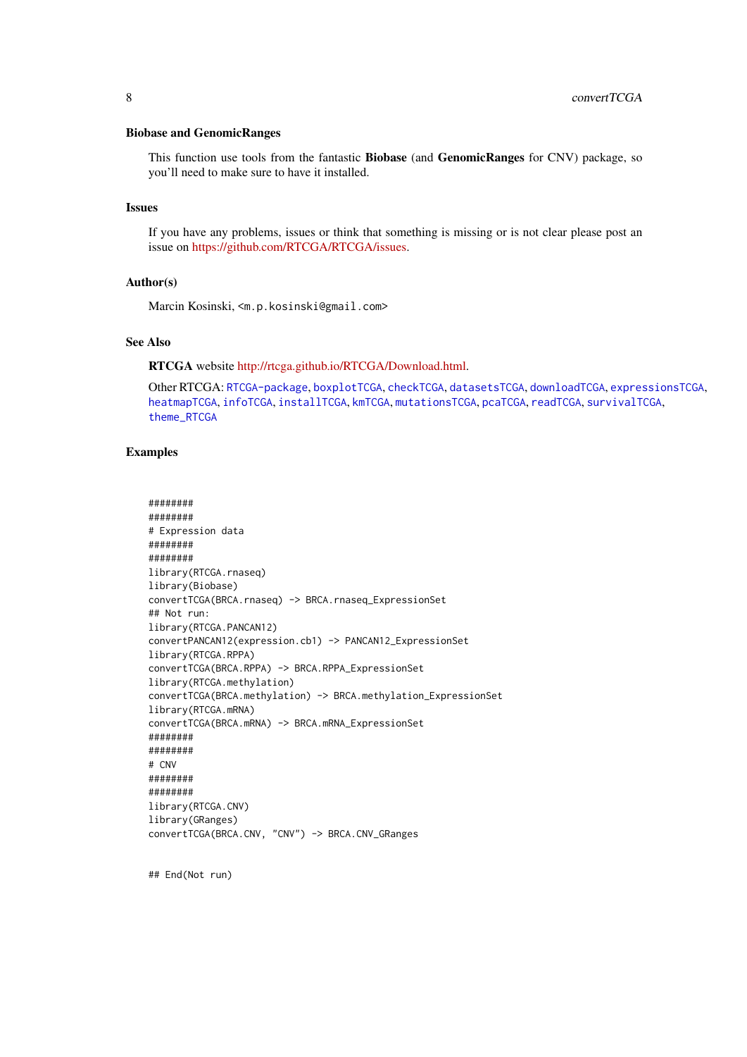### Biobase and GenomicRanges

This function use tools from the fantastic **Biobase** (and **GenomicRanges** for CNV) package, so you'll need to make sure to have it installed.

### Issues

If you have any problems, issues or think that something is missing or is not clear please post an issue on https://github.com/RTCGA/RTCGA/issues.

### Author(s)

Marcin Kosinski, <m.p.kosinski@gmail.com>

### See Also

**RTCGA** website http://rtcga.github.io/RTCGA/Download.html.

Other RTCGA: RTCGA-package, boxplotTCGA, checkTCGA, datasetsTCGA, downloadTCGA, expressionsTCGA, heatmapTCGA, infoTCGA, installTCGA, kmTCGA, mutationsTCGA, pcaTCGA, readTCGA, survivalTCGA, theme_RTCGA

### Examples

```
########
########
# Expression data
########
########
library(RTCGA.rnaseq)
library(Biobase)
convertTCGA(BRCA.rnaseq) -> BRCA.rnaseq_ExpressionSet
## Not run:
library(RTCGA.PANCAN12)
convertPANCAN12(expression.cb1) -> PANCAN12_ExpressionSet
library(RTCGA.RPPA)
convertTCGA(BRCA.RPPA) -> BRCA.RPPA_ExpressionSet
library(RTCGA.methylation)
convertTCGA(BRCA.methylation) -> BRCA.methylation_ExpressionSet
library(RTCGA.mRNA)
convertTCGA(BRCA.mRNA) -> BRCA.mRNA_ExpressionSet
########
########
# CNV
########
########
library(RTCGA.CNV)
library(GRanges)
convertTCGA(BRCA.CNV, "CNV") -> BRCA.CNV_GRanges


## End(Not run)
```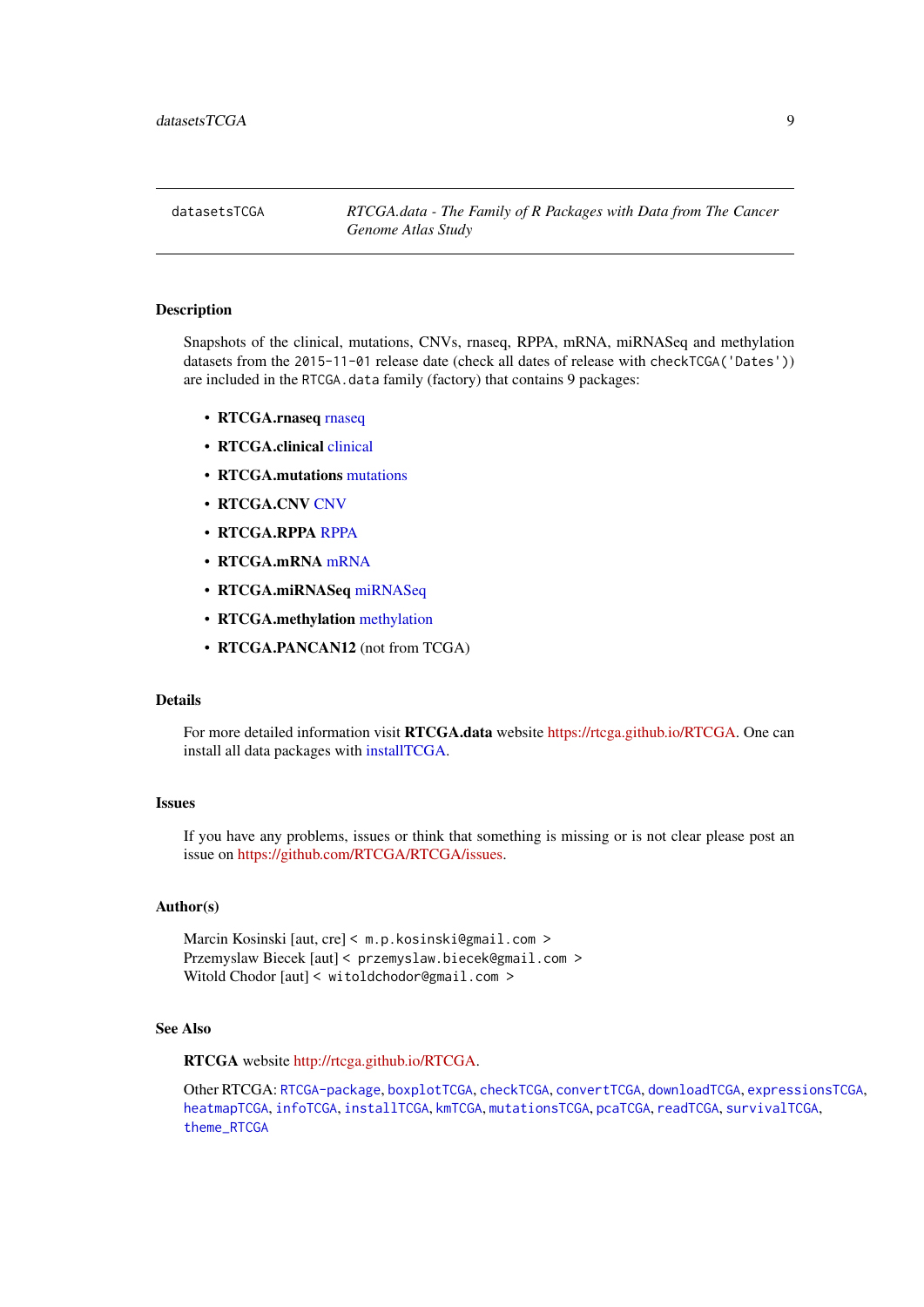## datasetsTCGA — *RTCGA.data - The Family of R Packages with Data from The Cancer Genome Atlas Study*

### Description

Snapshots of the clinical, mutations, CNVs, rnaseq, RPPA, mRNA, miRNASeq and methylation datasets from the `2015-11-01` release date (check all dates of release with `checkTCGA('Dates')`) are included in the `RTCGA.data` family (factory) that contains 9 packages:

- **RTCGA.rnaseq** rnaseq
- **RTCGA.clinical** clinical
- **RTCGA.mutations** mutations
- **RTCGA.CNV** CNV
- **RTCGA.RPPA** RPPA
- **RTCGA.mRNA** mRNA
- **RTCGA.miRNASeq** miRNASeq
- **RTCGA.methylation** methylation
- **RTCGA.PANCAN12** (not from TCGA)

### Details

For more detailed information visit **RTCGA.data** website https://rtcga.github.io/RTCGA. One can install all data packages with installTCGA.

### Issues

If you have any problems, issues or think that something is missing or is not clear please post an issue on https://github.com/RTCGA/RTCGA/issues.

### Author(s)

Marcin Kosinski [aut, cre] < `m.p.kosinski@gmail.com` >
Przemyslaw Biecek [aut] < `przemyslaw.biecek@gmail.com` >
Witold Chodor [aut] < `witoldchodor@gmail.com` >

### See Also

**RTCGA** website http://rtcga.github.io/RTCGA.

Other RTCGA: `RTCGA-package`, `boxplotTCGA`, `checkTCGA`, `convertTCGA`, `downloadTCGA`, `expressionsTCGA`, `heatmapTCGA`, `infoTCGA`, `installTCGA`, `kmTCGA`, `mutationsTCGA`, `pcaTCGA`, `readTCGA`, `survivalTCGA`, `theme_RTCGA`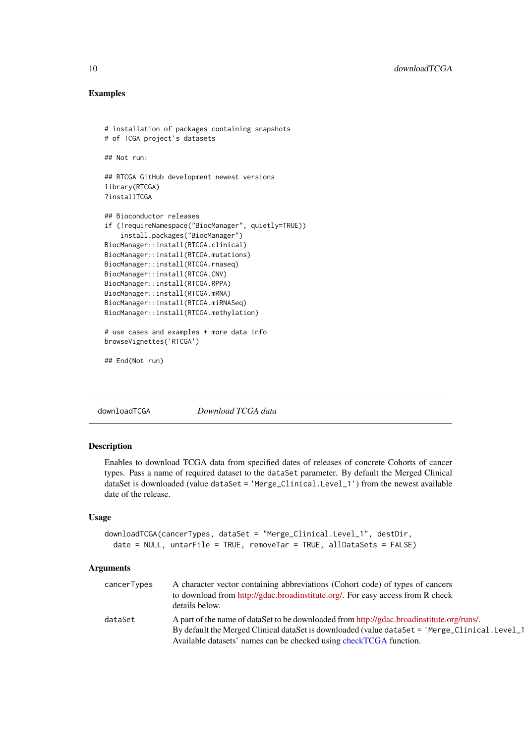### Examples

```
# installation of packages containing snapshots
# of TCGA project's datasets

## Not run:

## RTCGA GitHub development newest versions
library(RTCGA)
?installTCGA

## Bioconductor releases
if (!requireNamespace("BiocManager", quietly=TRUE))
    install.packages("BiocManager")
BiocManager::install(RTCGA.clinical)
BiocManager::install(RTCGA.mutations)
BiocManager::install(RTCGA.rnaseq)
BiocManager::install(RTCGA.CNV)
BiocManager::install(RTCGA.RPPA)
BiocManager::install(RTCGA.mRNA)
BiocManager::install(RTCGA.miRNASeq)
BiocManager::install(RTCGA.methylation)

# use cases and examples + more data info
browseVignettes('RTCGA')

## End(Not run)
```

---

## downloadTCGA *Download TCGA data*

### Description

Enables to download TCGA data from specified dates of releases of concrete Cohorts of cancer types. Pass a name of required dataset to the `dataSet` parameter. By default the Merged Clinical dataSet is downloaded (value `dataSet = 'Merge_Clinical.Level_1'`) from the newest available date of the release.

### Usage

```
downloadTCGA(cancerTypes, dataSet = "Merge_Clinical.Level_1", destDir,
  date = NULL, untarFile = TRUE, removeTar = TRUE, allDataSets = FALSE)
```

### Arguments

| | |
|---|---|
| `cancerTypes` | A character vector containing abbreviations (Cohort code) of types of cancers to download from http://gdac.broadinstitute.org/. For easy access from R check details below. |
| `dataSet` | A part of the name of dataSet to be downloaded from http://gdac.broadinstitute.org/runs/. By default the Merged Clinical dataSet is downloaded (value `dataSet = 'Merge_Clinical.Level_1`. Available datasets' names can be checked using checkTCGA function. |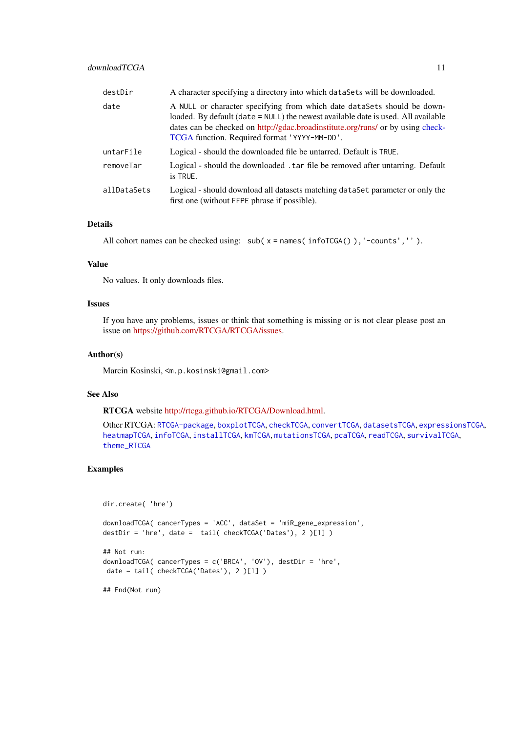| | |
|---|---|
| `destDir` | A character specifying a directory into which `dataSets` will be downloaded. |
| `date` | A `NULL` or character specifying from which date `dataSets` should be downloaded. By default (`date = NULL`) the newest available date is used. All available dates can be checked on http://gdac.broadinstitute.org/runs/ or by using checkTCGA function. Required format `'YYYY-MM-DD'`. |
| `untarFile` | Logical - should the downloaded file be untarred. Default is `TRUE`. |
| `removeTar` | Logical - should the downloaded `.tar` file be removed after untarring. Default is `TRUE`. |
| `allDataSets` | Logical - should download all datasets matching `dataSet` parameter or only the first one (without `FFPE` phrase if possible). |

### Details

All cohort names can be checked using: `sub( x = names( infoTCGA() ),'-counts','' )`.

### Value

No values. It only downloads files.

### Issues

If you have any problems, issues or think that something is missing or is not clear please post an issue on https://github.com/RTCGA/RTCGA/issues.

### Author(s)

Marcin Kosinski, <m.p.kosinski@gmail.com>

### See Also

**RTCGA** website http://rtcga.github.io/RTCGA/Download.html.

Other RTCGA: `RTCGA-package`, `boxplotTCGA`, `checkTCGA`, `convertTCGA`, `datasetsTCGA`, `expressionsTCGA`, `heatmapTCGA`, `infoTCGA`, `installTCGA`, `kmTCGA`, `mutationsTCGA`, `pcaTCGA`, `readTCGA`, `survivalTCGA`, `theme_RTCGA`

### Examples

```
dir.create( 'hre')

downloadTCGA( cancerTypes = 'ACC', dataSet = 'miR_gene_expression',
destDir = 'hre', date =  tail( checkTCGA('Dates'), 2 )[1] )

## Not run:
downloadTCGA( cancerTypes = c('BRCA', 'OV'), destDir = 'hre',
 date = tail( checkTCGA('Dates'), 2 )[1] )

## End(Not run)
```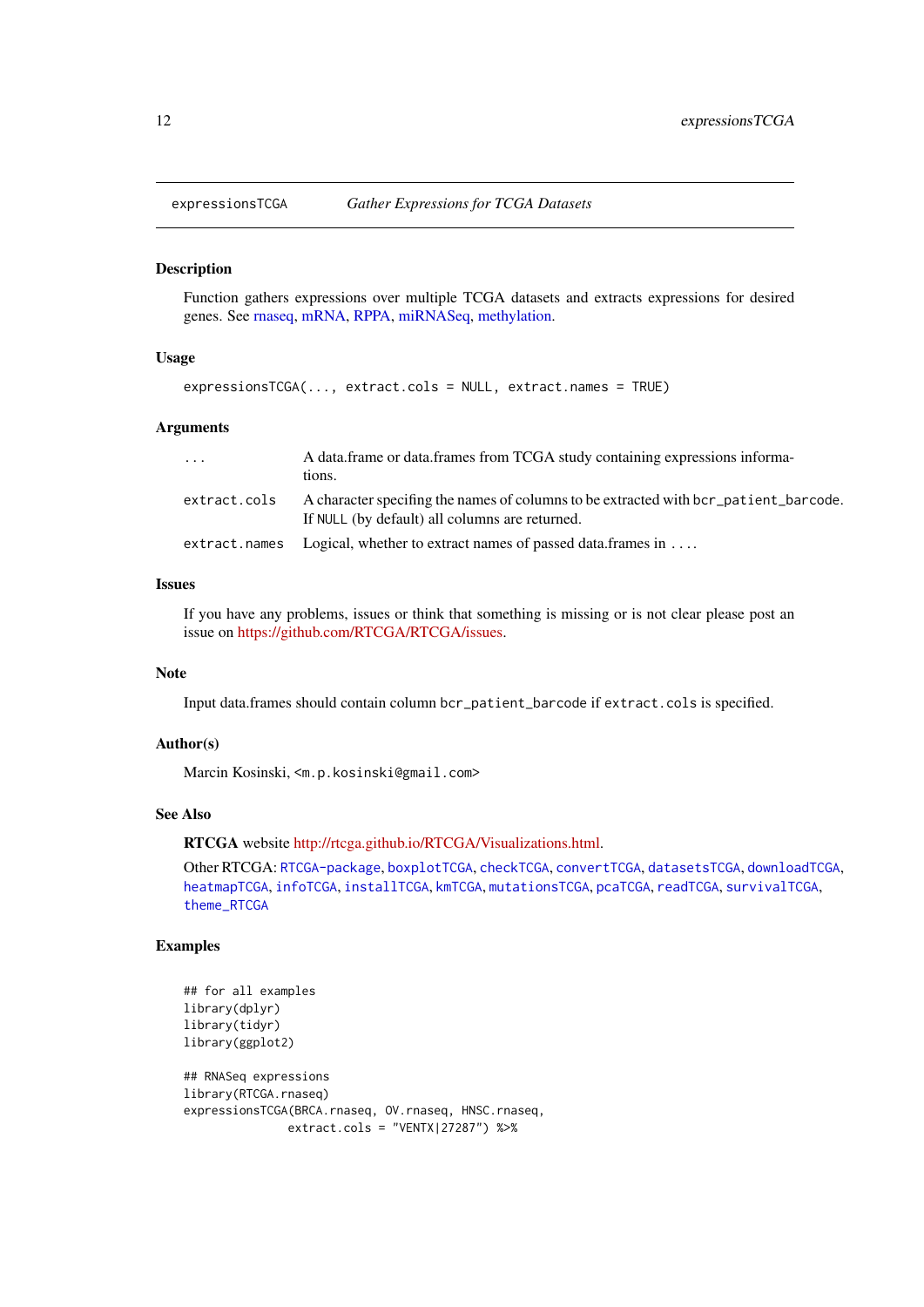expressionsTCGA *Gather Expressions for TCGA Datasets*

### Description

Function gathers expressions over multiple TCGA datasets and extracts expressions for desired genes. See rnaseq, mRNA, RPPA, miRNASeq, methylation.

### Usage

```
expressionsTCGA(..., extract.cols = NULL, extract.names = TRUE)
```

### Arguments

| | |
|---|---|
| `...` | A data.frame or data.frames from TCGA study containing expressions informations. |
| `extract.cols` | A character specifing the names of columns to be extracted with `bcr_patient_barcode`. If `NULL` (by default) all columns are returned. |
| `extract.names` | Logical, whether to extract names of passed data.frames in `...`. |

### Issues

If you have any problems, issues or think that something is missing or is not clear please post an issue on https://github.com/RTCGA/RTCGA/issues.

### Note

Input data.frames should contain column `bcr_patient_barcode` if `extract.cols` is specified.

### Author(s)

Marcin Kosinski, `<m.p.kosinski@gmail.com>`

### See Also

**RTCGA** website http://rtcga.github.io/RTCGA/Visualizations.html.

Other RTCGA: `RTCGA-package`, `boxplotTCGA`, `checkTCGA`, `convertTCGA`, `datasetsTCGA`, `downloadTCGA`, `heatmapTCGA`, `infoTCGA`, `installTCGA`, `kmTCGA`, `mutationsTCGA`, `pcaTCGA`, `readTCGA`, `survivalTCGA`, `theme_RTCGA`

### Examples

```
## for all examples
library(dplyr)
library(tidyr)
library(ggplot2)

## RNASeq expressions
library(RTCGA.rnaseq)
expressionsTCGA(BRCA.rnaseq, OV.rnaseq, HNSC.rnaseq,
               extract.cols = "VENTX|27287") %>%
```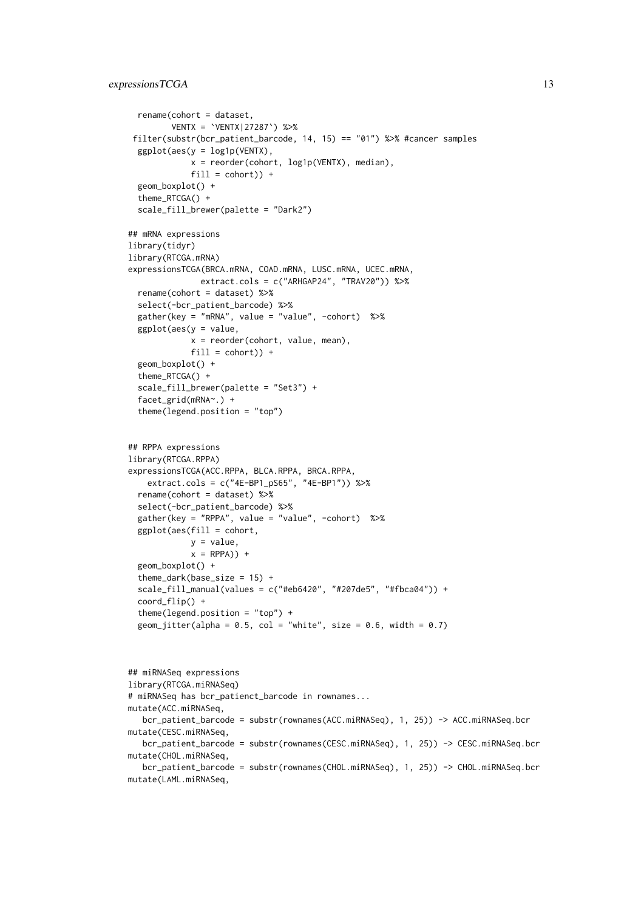```
  rename(cohort = dataset,
         VENTX = `VENTX|27287`) %>%
 filter(substr(bcr_patient_barcode, 14, 15) == "01") %>% #cancer samples
  ggplot(aes(y = log1p(VENTX),
             x = reorder(cohort, log1p(VENTX), median),
             fill = cohort)) +
  geom_boxplot() +
  theme_RTCGA() +
  scale_fill_brewer(palette = "Dark2")

## mRNA expressions
library(tidyr)
library(RTCGA.mRNA)
expressionsTCGA(BRCA.mRNA, COAD.mRNA, LUSC.mRNA, UCEC.mRNA,
               extract.cols = c("ARHGAP24", "TRAV20")) %>%
  rename(cohort = dataset) %>%
  select(-bcr_patient_barcode) %>%
  gather(key = "mRNA", value = "value", -cohort)  %>%
  ggplot(aes(y = value,
             x = reorder(cohort, value, mean),
             fill = cohort)) +
  geom_boxplot() +
  theme_RTCGA() +
  scale_fill_brewer(palette = "Set3") +
  facet_grid(mRNA~.) +
  theme(legend.position = "top")


## RPPA expressions
library(RTCGA.RPPA)
expressionsTCGA(ACC.RPPA, BLCA.RPPA, BRCA.RPPA,
    extract.cols = c("4E-BP1_pS65", "4E-BP1")) %>%
  rename(cohort = dataset) %>%
  select(-bcr_patient_barcode) %>%
  gather(key = "RPPA", value = "value", -cohort)  %>%
  ggplot(aes(fill = cohort,
             y = value,
             x = RPPA)) +
  geom_boxplot() +
  theme_dark(base_size = 15) +
  scale_fill_manual(values = c("#eb6420", "#207de5", "#fbca04")) +
  coord_flip() +
  theme(legend.position = "top") +
  geom_jitter(alpha = 0.5, col = "white", size = 0.6, width = 0.7)



## miRNASeq expressions
library(RTCGA.miRNASeq)
# miRNASeq has bcr_patienct_barcode in rownames...
mutate(ACC.miRNASeq,
   bcr_patient_barcode = substr(rownames(ACC.miRNASeq), 1, 25)) -> ACC.miRNASeq.bcr
mutate(CESC.miRNASeq,
   bcr_patient_barcode = substr(rownames(CESC.miRNASeq), 1, 25)) -> CESC.miRNASeq.bcr
mutate(CHOL.miRNASeq,
   bcr_patient_barcode = substr(rownames(CHOL.miRNASeq), 1, 25)) -> CHOL.miRNASeq.bcr
mutate(LAML.miRNASeq,
```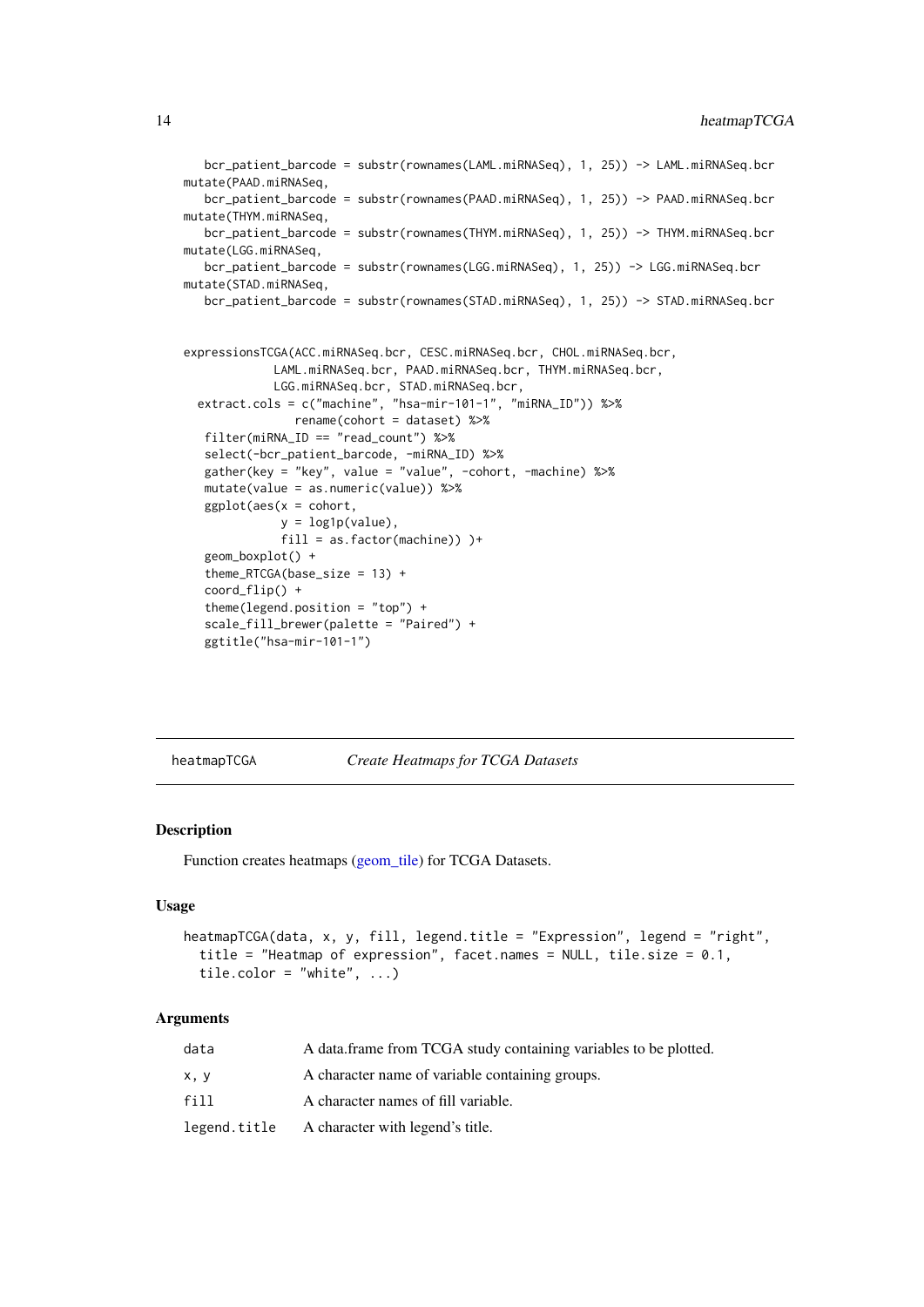```
   bcr_patient_barcode = substr(rownames(LAML.miRNASeq), 1, 25)) -> LAML.miRNASeq.bcr
mutate(PAAD.miRNASeq,
   bcr_patient_barcode = substr(rownames(PAAD.miRNASeq), 1, 25)) -> PAAD.miRNASeq.bcr
mutate(THYM.miRNASeq,
   bcr_patient_barcode = substr(rownames(THYM.miRNASeq), 1, 25)) -> THYM.miRNASeq.bcr
mutate(LGG.miRNASeq,
   bcr_patient_barcode = substr(rownames(LGG.miRNASeq), 1, 25)) -> LGG.miRNASeq.bcr
mutate(STAD.miRNASeq,
   bcr_patient_barcode = substr(rownames(STAD.miRNASeq), 1, 25)) -> STAD.miRNASeq.bcr


expressionsTCGA(ACC.miRNASeq.bcr, CESC.miRNASeq.bcr, CHOL.miRNASeq.bcr,
             LAML.miRNASeq.bcr, PAAD.miRNASeq.bcr, THYM.miRNASeq.bcr,
             LGG.miRNASeq.bcr, STAD.miRNASeq.bcr,
  extract.cols = c("machine", "hsa-mir-101-1", "miRNA_ID")) %>%
                rename(cohort = dataset) %>%
   filter(miRNA_ID == "read_count") %>%
   select(-bcr_patient_barcode, -miRNA_ID) %>%
   gather(key = "key", value = "value", -cohort, -machine) %>%
   mutate(value = as.numeric(value)) %>%
   ggplot(aes(x = cohort,
              y = log1p(value),
              fill = as.factor(machine)) )+
   geom_boxplot() +
   theme_RTCGA(base_size = 13) +
   coord_flip() +
   theme(legend.position = "top") +
   scale_fill_brewer(palette = "Paired") +
   ggtitle("hsa-mir-101-1")
```

## heatmapTCGA — *Create Heatmaps for TCGA Datasets*

### Description

Function creates heatmaps (geom_tile) for TCGA Datasets.

### Usage

```
heatmapTCGA(data, x, y, fill, legend.title = "Expression", legend = "right",
  title = "Heatmap of expression", facet.names = NULL, tile.size = 0.1,
  tile.color = "white", ...)
```

### Arguments

| | |
|---|---|
| data | A data.frame from TCGA study containing variables to be plotted. |
| x, y | A character name of variable containing groups. |
| fill | A character names of fill variable. |
| legend.title | A character with legend's title. |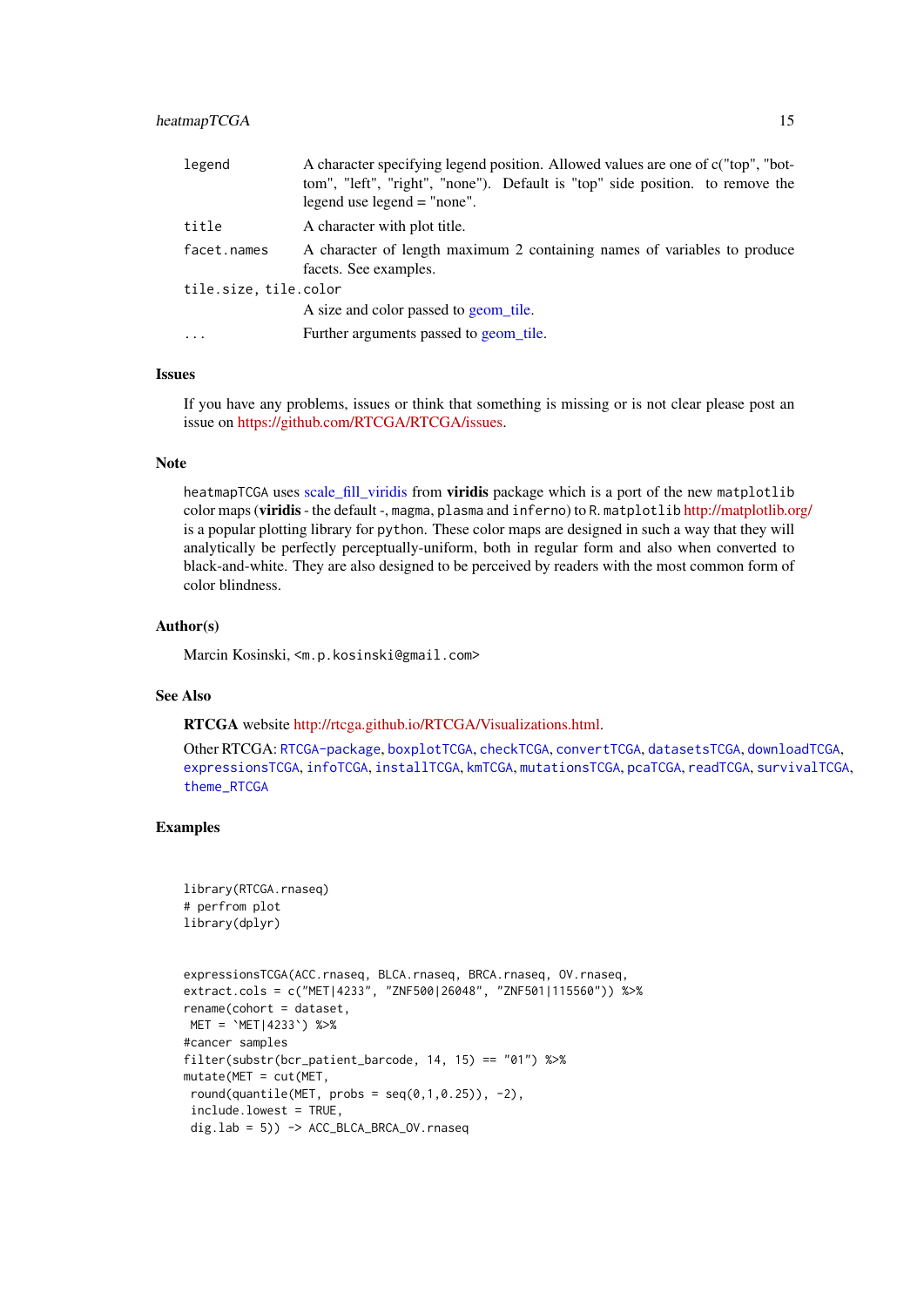| | |
|---|---|
| `legend` | A character specifying legend position. Allowed values are one of c("top", "bottom", "left", "right", "none"). Default is "top" side position. to remove the legend use legend = "none". |
| `title` | A character with plot title. |
| `facet.names` | A character of length maximum 2 containing names of variables to produce facets. See examples. |
| `tile.size, tile.color` | A size and color passed to geom_tile. |
| `...` | Further arguments passed to geom_tile. |

### Issues

If you have any problems, issues or think that something is missing or is not clear please post an issue on https://github.com/RTCGA/RTCGA/issues.

### Note

`heatmapTCGA` uses scale_fill_viridis from **viridis** package which is a port of the new `matplotlib` color maps (**viridis** - the default -, `magma`, `plasma` and `inferno`) to R. `matplotlib` http://matplotlib.org/ is a popular plotting library for `python`. These color maps are designed in such a way that they will analytically be perfectly perceptually-uniform, both in regular form and also when converted to black-and-white. They are also designed to be perceived by readers with the most common form of color blindness.

### Author(s)

Marcin Kosinski, <m.p.kosinski@gmail.com>

### See Also

**RTCGA** website http://rtcga.github.io/RTCGA/Visualizations.html.

Other RTCGA: `RTCGA-package`, `boxplotTCGA`, `checkTCGA`, `convertTCGA`, `datasetsTCGA`, `downloadTCGA`, `expressionsTCGA`, `infoTCGA`, `installTCGA`, `kmTCGA`, `mutationsTCGA`, `pcaTCGA`, `readTCGA`, `survivalTCGA`, `theme_RTCGA`

### Examples

```
library(RTCGA.rnaseq)
# perfrom plot
library(dplyr)


expressionsTCGA(ACC.rnaseq, BLCA.rnaseq, BRCA.rnaseq, OV.rnaseq,
extract.cols = c("MET|4233", "ZNF500|26048", "ZNF501|115560")) %>%
rename(cohort = dataset,
 MET = `MET|4233`) %>%
#cancer samples
filter(substr(bcr_patient_barcode, 14, 15) == "01") %>%
mutate(MET = cut(MET,
 round(quantile(MET, probs = seq(0,1,0.25)), -2),
 include.lowest = TRUE,
 dig.lab = 5)) -> ACC_BLCA_BRCA_OV.rnaseq
```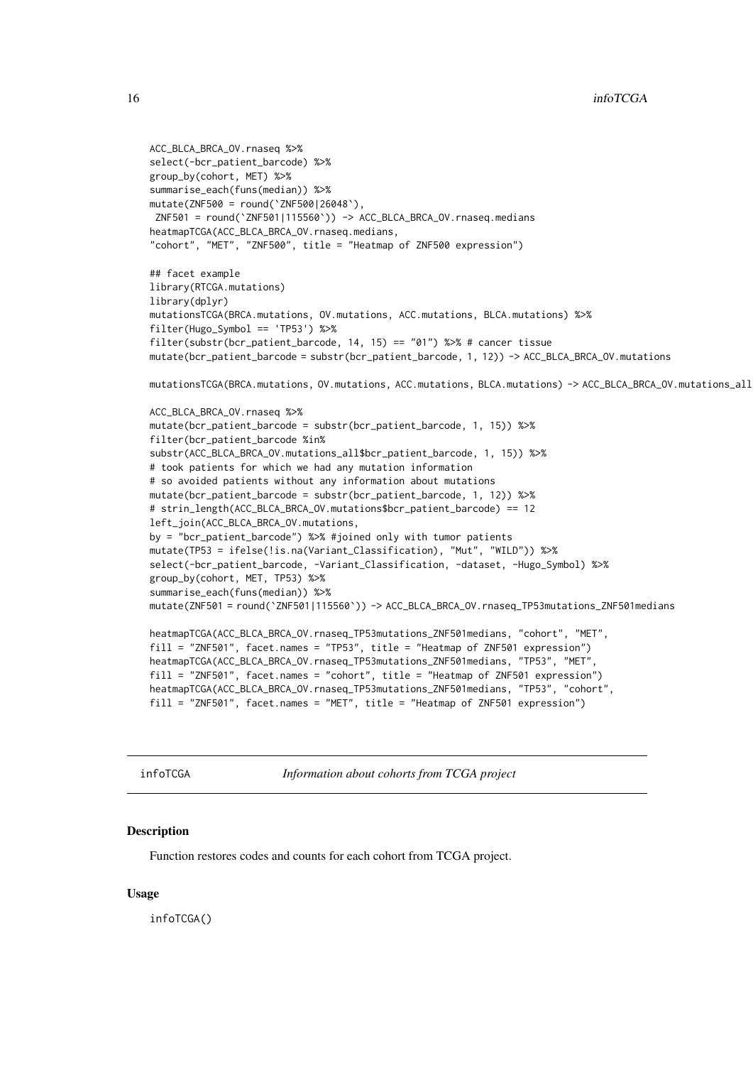```
ACC_BLCA_BRCA_OV.rnaseq %>%
select(-bcr_patient_barcode) %>%
group_by(cohort, MET) %>%
summarise_each(funs(median)) %>%
mutate(ZNF500 = round(`ZNF500|26048`),
 ZNF501 = round(`ZNF501|115560`)) -> ACC_BLCA_BRCA_OV.rnaseq.medians
heatmapTCGA(ACC_BLCA_BRCA_OV.rnaseq.medians,
"cohort", "MET", "ZNF500", title = "Heatmap of ZNF500 expression")

## facet example
library(RTCGA.mutations)
library(dplyr)
mutationsTCGA(BRCA.mutations, OV.mutations, ACC.mutations, BLCA.mutations) %>%
filter(Hugo_Symbol == 'TP53') %>%
filter(substr(bcr_patient_barcode, 14, 15) == "01") %>% # cancer tissue
mutate(bcr_patient_barcode = substr(bcr_patient_barcode, 1, 12)) -> ACC_BLCA_BRCA_OV.mutations

mutationsTCGA(BRCA.mutations, OV.mutations, ACC.mutations, BLCA.mutations) -> ACC_BLCA_BRCA_OV.mutations_all

ACC_BLCA_BRCA_OV.rnaseq %>%
mutate(bcr_patient_barcode = substr(bcr_patient_barcode, 1, 15)) %>%
filter(bcr_patient_barcode %in%
substr(ACC_BLCA_BRCA_OV.mutations_all$bcr_patient_barcode, 1, 15)) %>%
# took patients for which we had any mutation information
# so avoided patients without any information about mutations
mutate(bcr_patient_barcode = substr(bcr_patient_barcode, 1, 12)) %>%
# strin_length(ACC_BLCA_BRCA_OV.mutations$bcr_patient_barcode) == 12
left_join(ACC_BLCA_BRCA_OV.mutations,
by = "bcr_patient_barcode") %>% #joined only with tumor patients
mutate(TP53 = ifelse(!is.na(Variant_Classification), "Mut", "WILD")) %>%
select(-bcr_patient_barcode, -Variant_Classification, -dataset, -Hugo_Symbol) %>%
group_by(cohort, MET, TP53) %>%
summarise_each(funs(median)) %>%
mutate(ZNF501 = round(`ZNF501|115560`)) -> ACC_BLCA_BRCA_OV.rnaseq_TP53mutations_ZNF501medians

heatmapTCGA(ACC_BLCA_BRCA_OV.rnaseq_TP53mutations_ZNF501medians, "cohort", "MET",
fill = "ZNF501", facet.names = "TP53", title = "Heatmap of ZNF501 expression")
heatmapTCGA(ACC_BLCA_BRCA_OV.rnaseq_TP53mutations_ZNF501medians, "TP53", "MET",
fill = "ZNF501", facet.names = "cohort", title = "Heatmap of ZNF501 expression")
heatmapTCGA(ACC_BLCA_BRCA_OV.rnaseq_TP53mutations_ZNF501medians, "TP53", "cohort",
fill = "ZNF501", facet.names = "MET", title = "Heatmap of ZNF501 expression")
```

## infoTCGA    *Information about cohorts from TCGA project*

### Description

Function restores codes and counts for each cohort from TCGA project.

### Usage

```
infoTCGA()
```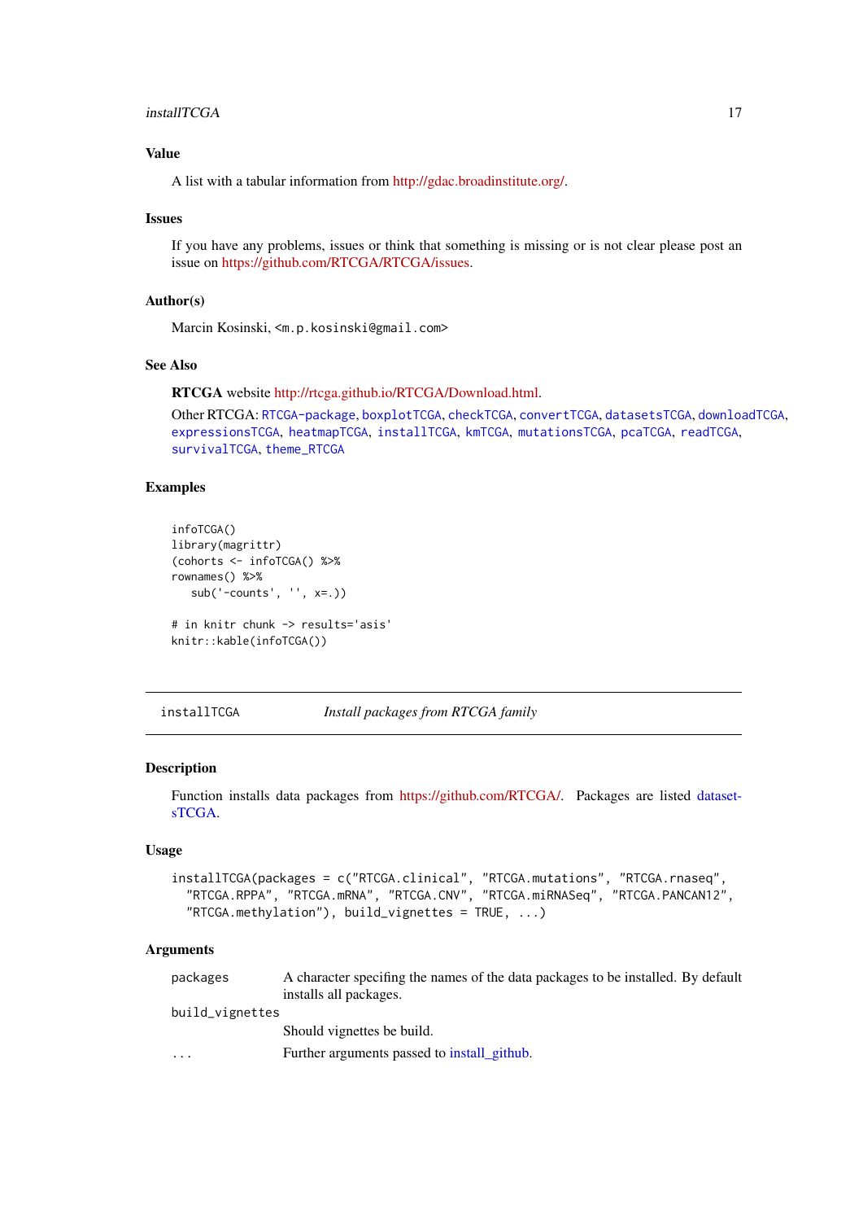### Value

A list with a tabular information from http://gdac.broadinstitute.org/.

### Issues

If you have any problems, issues or think that something is missing or is not clear please post an issue on https://github.com/RTCGA/RTCGA/issues.

### Author(s)

Marcin Kosinski, <m.p.kosinski@gmail.com>

### See Also

**RTCGA** website http://rtcga.github.io/RTCGA/Download.html.

Other RTCGA: `RTCGA-package`, `boxplotTCGA`, `checkTCGA`, `convertTCGA`, `datasetsTCGA`, `downloadTCGA`, `expressionsTCGA`, `heatmapTCGA`, `installTCGA`, `kmTCGA`, `mutationsTCGA`, `pcaTCGA`, `readTCGA`, `survivalTCGA`, `theme_RTCGA`

### Examples

```
infoTCGA()
library(magrittr)
(cohorts <- infoTCGA() %>%
rownames() %>%
   sub('-counts', '', x=.))

# in knitr chunk -> results='asis'
knitr::kable(infoTCGA())
```

---

## installTCGA — *Install packages from RTCGA family*

### Description

Function installs data packages from https://github.com/RTCGA/. Packages are listed datasetsTCGA.

### Usage

```
installTCGA(packages = c("RTCGA.clinical", "RTCGA.mutations", "RTCGA.rnaseq",
  "RTCGA.RPPA", "RTCGA.mRNA", "RTCGA.CNV", "RTCGA.miRNASeq", "RTCGA.PANCAN12",
  "RTCGA.methylation"), build_vignettes = TRUE, ...)
```

### Arguments

| | |
|---|---|
| `packages` | A character specifing the names of the data packages to be installed. By default installs all packages. |
| `build_vignettes` | Should vignettes be build. |
| `...` | Further arguments passed to install_github. |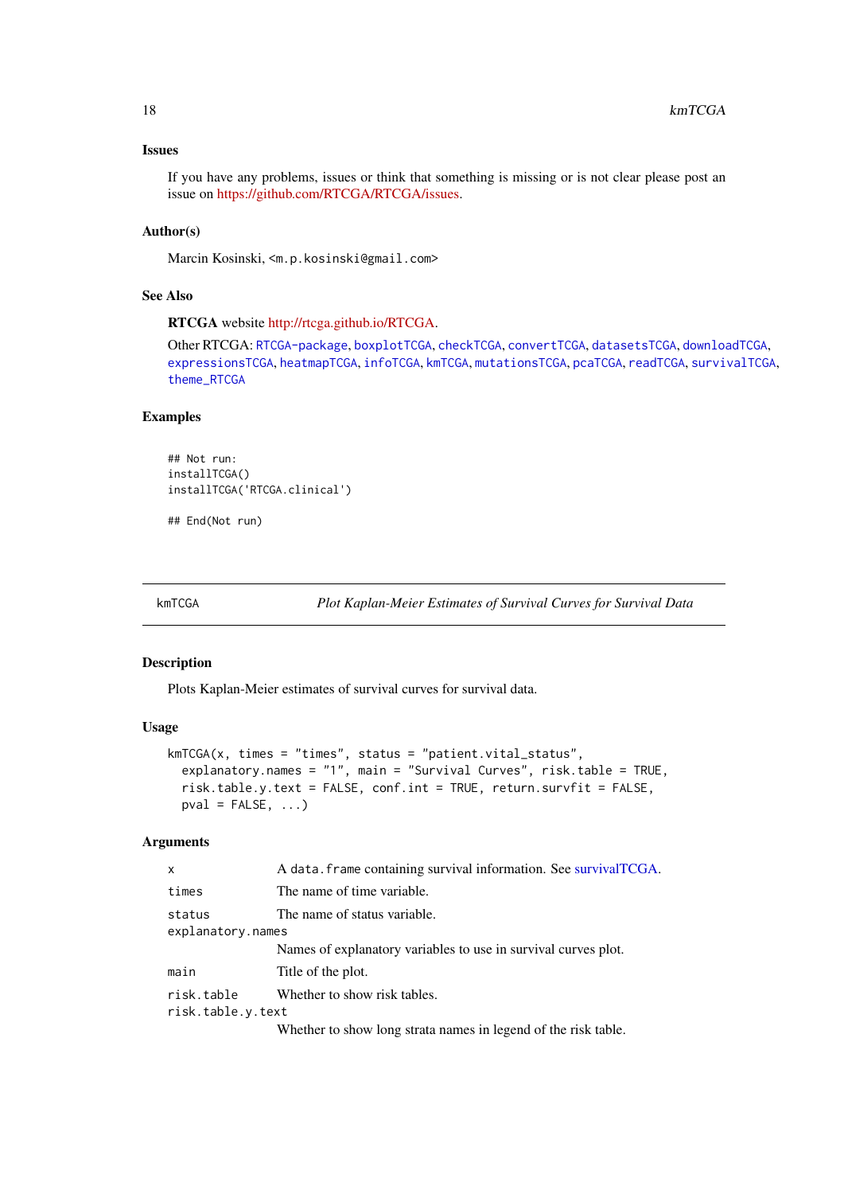### Issues

If you have any problems, issues or think that something is missing or is not clear please post an issue on https://github.com/RTCGA/RTCGA/issues.

### Author(s)

Marcin Kosinski, <m.p.kosinski@gmail.com>

### See Also

**RTCGA** website http://rtcga.github.io/RTCGA.

Other RTCGA: RTCGA-package, boxplotTCGA, checkTCGA, convertTCGA, datasetsTCGA, downloadTCGA, expressionsTCGA, heatmapTCGA, infoTCGA, kmTCGA, mutationsTCGA, pcaTCGA, readTCGA, survivalTCGA, theme_RTCGA

### Examples

```
## Not run:
installTCGA()
installTCGA('RTCGA.clinical')

## End(Not run)
```

---

## kmTCGA — *Plot Kaplan-Meier Estimates of Survival Curves for Survival Data*

### Description

Plots Kaplan-Meier estimates of survival curves for survival data.

### Usage

```
kmTCGA(x, times = "times", status = "patient.vital_status",
  explanatory.names = "1", main = "Survival Curves", risk.table = TRUE,
  risk.table.y.text = FALSE, conf.int = TRUE, return.survfit = FALSE,
  pval = FALSE, ...)
```

### Arguments

| Argument | Description |
|---|---|
| `x` | A data.frame containing survival information. See survivalTCGA. |
| `times` | The name of time variable. |
| `status` | The name of status variable. |
| `explanatory.names` | Names of explanatory variables to use in survival curves plot. |
| `main` | Title of the plot. |
| `risk.table` | Whether to show risk tables. |
| `risk.table.y.text` | Whether to show long strata names in legend of the risk table. |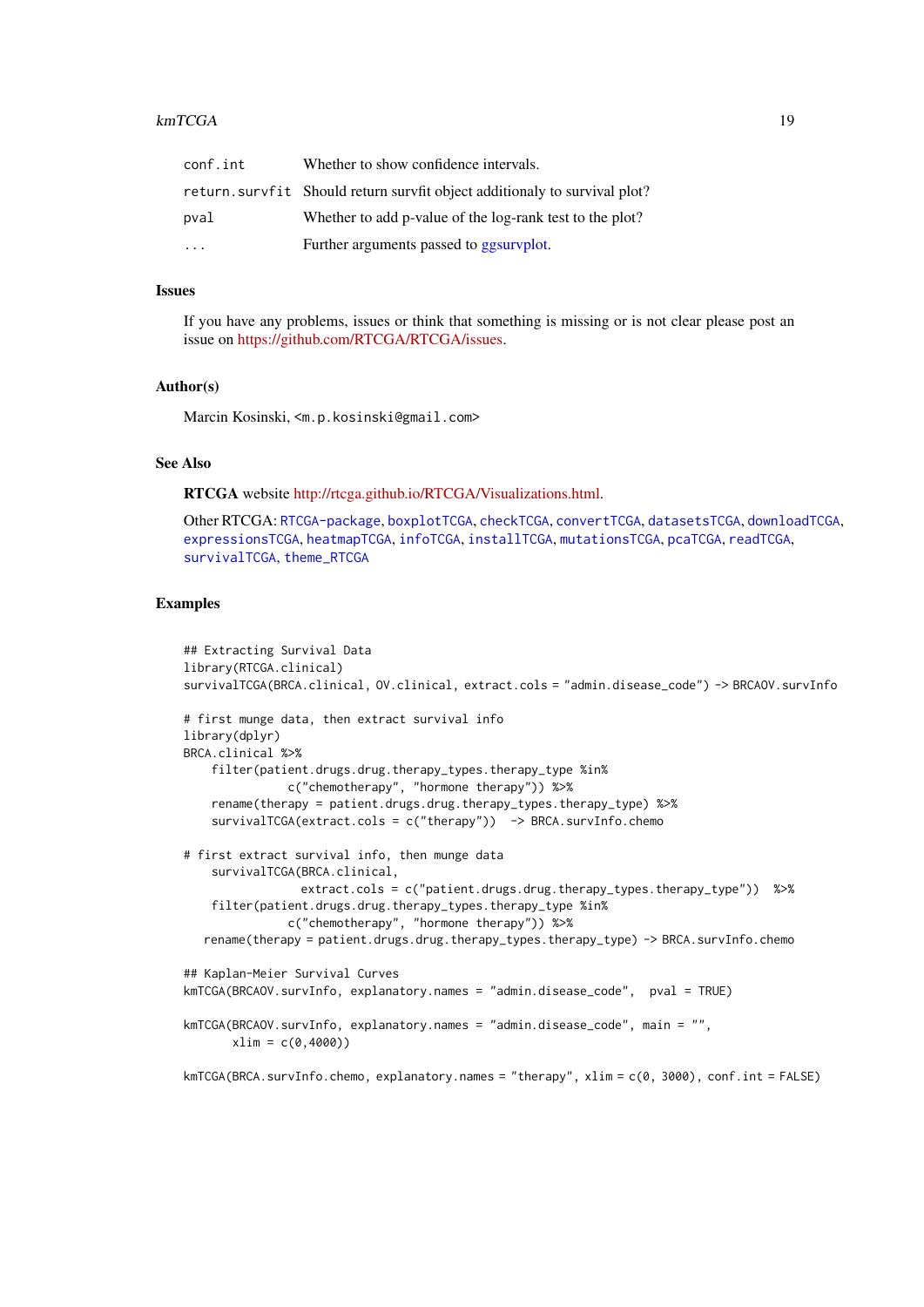| | |
|---|---|
| `conf.int` | Whether to show confidence intervals. |
| `return.survfit` | Should return survfit object additionaly to survival plot? |
| `pval` | Whether to add p-value of the log-rank test to the plot? |
| `...` | Further arguments passed to ggsurvplot. |

### Issues

If you have any problems, issues or think that something is missing or is not clear please post an issue on https://github.com/RTCGA/RTCGA/issues.

### Author(s)

Marcin Kosinski, <m.p.kosinski@gmail.com>

### See Also

**RTCGA** website http://rtcga.github.io/RTCGA/Visualizations.html.

Other RTCGA: `RTCGA-package`, `boxplotTCGA`, `checkTCGA`, `convertTCGA`, `datasetsTCGA`, `downloadTCGA`, `expressionsTCGA`, `heatmapTCGA`, `infoTCGA`, `installTCGA`, `mutationsTCGA`, `pcaTCGA`, `readTCGA`, `survivalTCGA`, `theme_RTCGA`

### Examples

```
## Extracting Survival Data
library(RTCGA.clinical)
survivalTCGA(BRCA.clinical, OV.clinical, extract.cols = "admin.disease_code") -> BRCAOV.survInfo

# first munge data, then extract survival info
library(dplyr)
BRCA.clinical %>%
    filter(patient.drugs.drug.therapy_types.therapy_type %in%
               c("chemotherapy", "hormone therapy")) %>%
    rename(therapy = patient.drugs.drug.therapy_types.therapy_type) %>%
    survivalTCGA(extract.cols = c("therapy"))  -> BRCA.survInfo.chemo

# first extract survival info, then munge data
    survivalTCGA(BRCA.clinical,
                 extract.cols = c("patient.drugs.drug.therapy_types.therapy_type"))  %>%
    filter(patient.drugs.drug.therapy_types.therapy_type %in%
               c("chemotherapy", "hormone therapy")) %>%
   rename(therapy = patient.drugs.drug.therapy_types.therapy_type) -> BRCA.survInfo.chemo

## Kaplan-Meier Survival Curves
kmTCGA(BRCAOV.survInfo, explanatory.names = "admin.disease_code",  pval = TRUE)

kmTCGA(BRCAOV.survInfo, explanatory.names = "admin.disease_code", main = "",
       xlim = c(0,4000))

kmTCGA(BRCA.survInfo.chemo, explanatory.names = "therapy", xlim = c(0, 3000), conf.int = FALSE)
```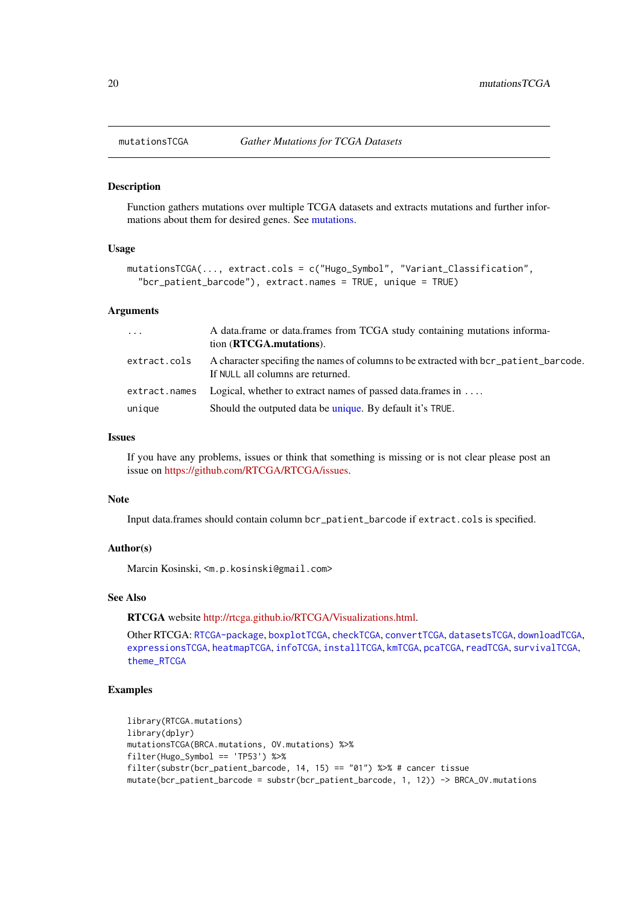mutationsTCGA — *Gather Mutations for TCGA Datasets*

### Description

Function gathers mutations over multiple TCGA datasets and extracts mutations and further informations about them for desired genes. See mutations.

### Usage

```
mutationsTCGA(..., extract.cols = c("Hugo_Symbol", "Variant_Classification",
  "bcr_patient_barcode"), extract.names = TRUE, unique = TRUE)
```

### Arguments

| | |
|---|---|
| `...` | A data.frame or data.frames from TCGA study containing mutations information (**RTCGA.mutations**). |
| `extract.cols` | A character specifing the names of columns to be extracted with `bcr_patient_barcode`. If `NULL` all columns are returned. |
| `extract.names` | Logical, whether to extract names of passed data.frames in `...`. |
| `unique` | Should the outputed data be unique. By default it's `TRUE`. |

### Issues

If you have any problems, issues or think that something is missing or is not clear please post an issue on https://github.com/RTCGA/RTCGA/issues.

### Note

Input data.frames should contain column `bcr_patient_barcode` if `extract.cols` is specified.

### Author(s)

Marcin Kosinski, `<m.p.kosinski@gmail.com>`

### See Also

**RTCGA** website http://rtcga.github.io/RTCGA/Visualizations.html.

Other RTCGA: `RTCGA-package`, `boxplotTCGA`, `checkTCGA`, `convertTCGA`, `datasetsTCGA`, `downloadTCGA`, `expressionsTCGA`, `heatmapTCGA`, `infoTCGA`, `installTCGA`, `kmTCGA`, `pcaTCGA`, `readTCGA`, `survivalTCGA`, `theme_RTCGA`

### Examples

```
library(RTCGA.mutations)
library(dplyr)
mutationsTCGA(BRCA.mutations, OV.mutations) %>%
filter(Hugo_Symbol == 'TP53') %>%
filter(substr(bcr_patient_barcode, 14, 15) == "01") %>% # cancer tissue
mutate(bcr_patient_barcode = substr(bcr_patient_barcode, 1, 12)) -> BRCA_OV.mutations
```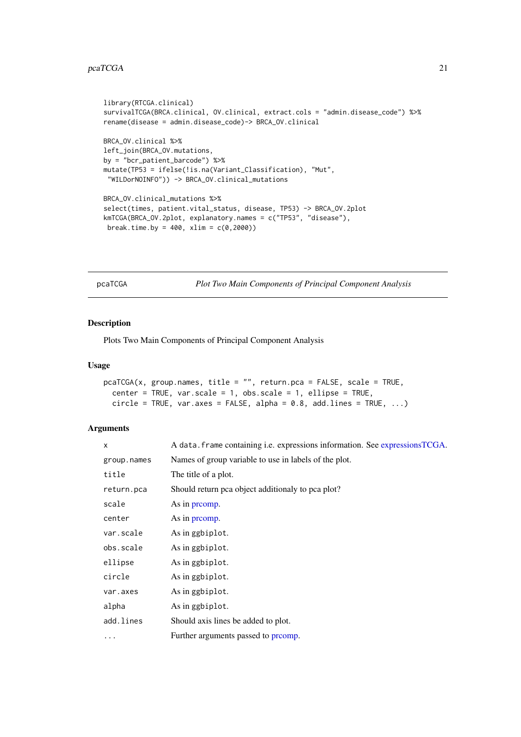```
library(RTCGA.clinical)
survivalTCGA(BRCA.clinical, OV.clinical, extract.cols = "admin.disease_code") %>%
rename(disease = admin.disease_code)-> BRCA_OV.clinical

BRCA_OV.clinical %>%
left_join(BRCA_OV.mutations,
by = "bcr_patient_barcode") %>%
mutate(TP53 = ifelse(!is.na(Variant_Classification), "Mut",
 "WILDorNOINFO")) -> BRCA_OV.clinical_mutations

BRCA_OV.clinical_mutations %>%
select(times, patient.vital_status, disease, TP53) -> BRCA_OV.2plot
kmTCGA(BRCA_OV.2plot, explanatory.names = c("TP53", "disease"),
 break.time.by = 400, xlim = c(0,2000))
```

## pcaTCGA — *Plot Two Main Components of Principal Component Analysis*

### Description

Plots Two Main Components of Principal Component Analysis

### Usage

```
pcaTCGA(x, group.names, title = "", return.pca = FALSE, scale = TRUE,
  center = TRUE, var.scale = 1, obs.scale = 1, ellipse = TRUE,
  circle = TRUE, var.axes = FALSE, alpha = 0.8, add.lines = TRUE, ...)
```

### Arguments

| | |
|---|---|
| `x` | A `data.frame` containing i.e. expressions information. See expressionsTCGA. |
| `group.names` | Names of group variable to use in labels of the plot. |
| `title` | The title of a plot. |
| `return.pca` | Should return pca object additionaly to pca plot? |
| `scale` | As in prcomp. |
| `center` | As in prcomp. |
| `var.scale` | As in `ggbiplot`. |
| `obs.scale` | As in `ggbiplot`. |
| `ellipse` | As in `ggbiplot`. |
| `circle` | As in `ggbiplot`. |
| `var.axes` | As in `ggbiplot`. |
| `alpha` | As in `ggbiplot`. |
| `add.lines` | Should axis lines be added to plot. |
| `...` | Further arguments passed to prcomp. |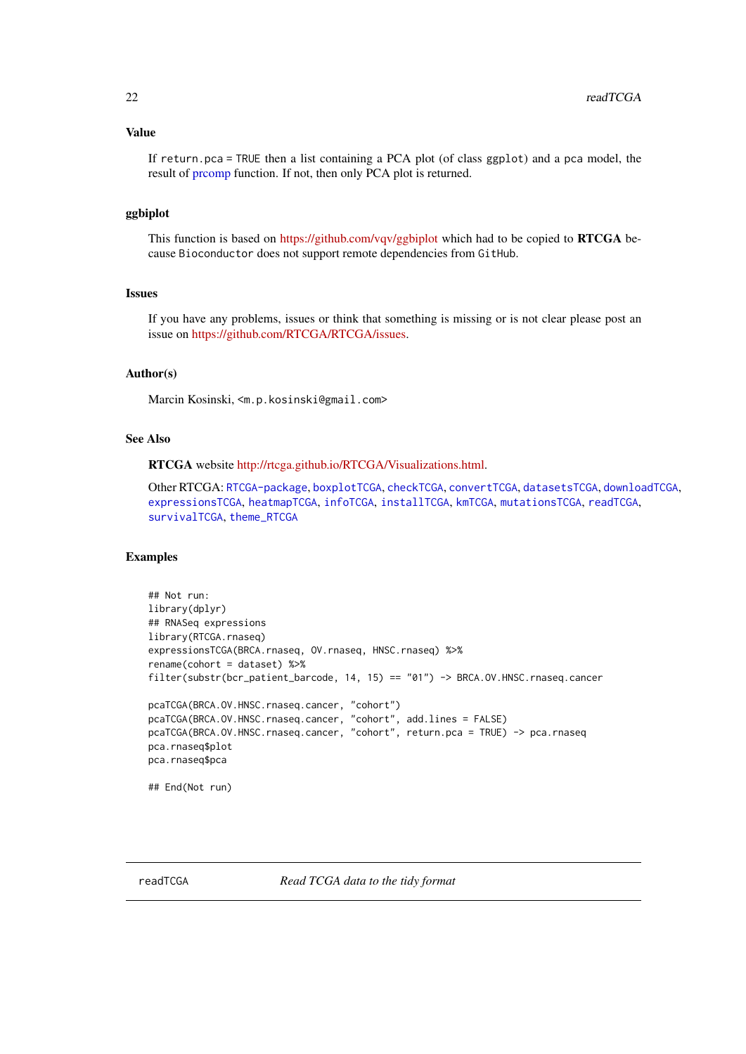### Value

If `return.pca = TRUE` then a list containing a PCA plot (of class `ggplot`) and a `pca` model, the result of prcomp function. If not, then only PCA plot is returned.

### ggbiplot

This function is based on https://github.com/vqv/ggbiplot which had to be copied to **RTCGA** because `Bioconductor` does not support remote dependencies from `GitHub`.

### Issues

If you have any problems, issues or think that something is missing or is not clear please post an issue on https://github.com/RTCGA/RTCGA/issues.

### Author(s)

Marcin Kosinski, `<m.p.kosinski@gmail.com>`

### See Also

**RTCGA** website http://rtcga.github.io/RTCGA/Visualizations.html.

Other RTCGA: `RTCGA-package`, `boxplotTCGA`, `checkTCGA`, `convertTCGA`, `datasetsTCGA`, `downloadTCGA`, `expressionsTCGA`, `heatmapTCGA`, `infoTCGA`, `installTCGA`, `kmTCGA`, `mutationsTCGA`, `readTCGA`, `survivalTCGA`, `theme_RTCGA`

### Examples

```
## Not run:
library(dplyr)
## RNASeq expressions
library(RTCGA.rnaseq)
expressionsTCGA(BRCA.rnaseq, OV.rnaseq, HNSC.rnaseq) %>%
rename(cohort = dataset) %>%
filter(substr(bcr_patient_barcode, 14, 15) == "01") -> BRCA.OV.HNSC.rnaseq.cancer

pcaTCGA(BRCA.OV.HNSC.rnaseq.cancer, "cohort")
pcaTCGA(BRCA.OV.HNSC.rnaseq.cancer, "cohort", add.lines = FALSE)
pcaTCGA(BRCA.OV.HNSC.rnaseq.cancer, "cohort", return.pca = TRUE) -> pca.rnaseq
pca.rnaseq$plot
pca.rnaseq$pca

## End(Not run)
```

---

`readTCGA` &nbsp;&nbsp;&nbsp;&nbsp; *Read TCGA data to the tidy format*

---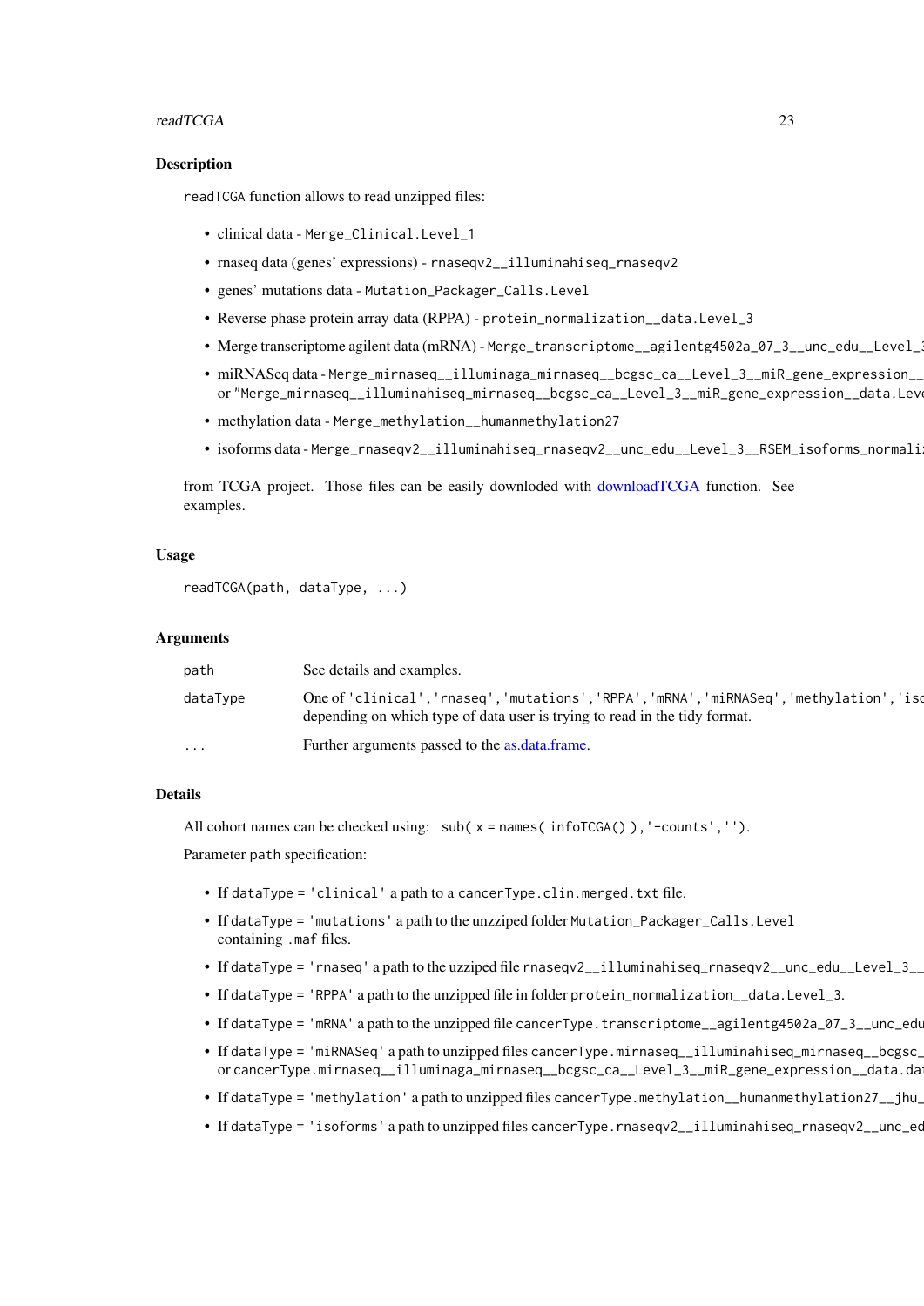## Description

readTCGA function allows to read unzipped files:

- clinical data - Merge_Clinical.Level_1
- rnaseq data (genes' expressions) - rnaseqv2__illuminahiseq_rnaseqv2
- genes' mutations data - Mutation_Packager_Calls.Level
- Reverse phase protein array data (RPPA) - protein_normalization__data.Level_3
- Merge transcriptome agilent data (mRNA) - Merge_transcriptome__agilentg4502a_07_3__unc_edu__Level_3
- miRNASeq data - Merge_mirnaseq__illuminaga_mirnaseq__bcgsc_ca__Level_3__miR_gene_expression__ or "Merge_mirnaseq__illuminahiseq_mirnaseq__bcgsc_ca__Level_3__miR_gene_expression__data.Leve
- methylation data - Merge_methylation__humanmethylation27
- isoforms data - Merge_rnaseqv2__illuminahiseq_rnaseqv2__unc_edu__Level_3__RSEM_isoforms_normali

from TCGA project. Those files can be easily downloded with downloadTCGA function. See examples.

## Usage

```
readTCGA(path, dataType, ...)
```

## Arguments

| | |
|---|---|
| path | See details and examples. |
| dataType | One of 'clinical','rnaseq','mutations','RPPA','mRNA','miRNASeq','methylation','iso depending on which type of data user is trying to read in the tidy format. |
| ... | Further arguments passed to the as.data.frame. |

## Details

All cohort names can be checked using: sub( x = names( infoTCGA() ),'-counts','').

Parameter path specification:

- If dataType = 'clinical' a path to a cancerType.clin.merged.txt file.
- If dataType = 'mutations' a path to the unzziped folder Mutation_Packager_Calls.Level containing .maf files.
- If dataType = 'rnaseq' a path to the uzziped file rnaseqv2__illuminahiseq_rnaseqv2__unc_edu__Level_3__
- If dataType = 'RPPA' a path to the unzipped file in folder protein_normalization__data.Level_3.
- If dataType = 'mRNA' a path to the unzipped file cancerType.transcriptome__agilentg4502a_07_3__unc_edu
- If dataType = 'miRNASeq' a path to unzipped files cancerType.mirnaseq__illuminahiseq_mirnaseq__bcgsc_ or cancerType.mirnaseq__illuminaga_mirnaseq__bcgsc_ca__Level_3__miR_gene_expression__data.dat
- If dataType = 'methylation' a path to unzipped files cancerType.methylation__humanmethylation27__jhu_
- If dataType = 'isoforms' a path to unzipped files cancerType.rnaseqv2__illuminahiseq_rnaseqv2__unc_ed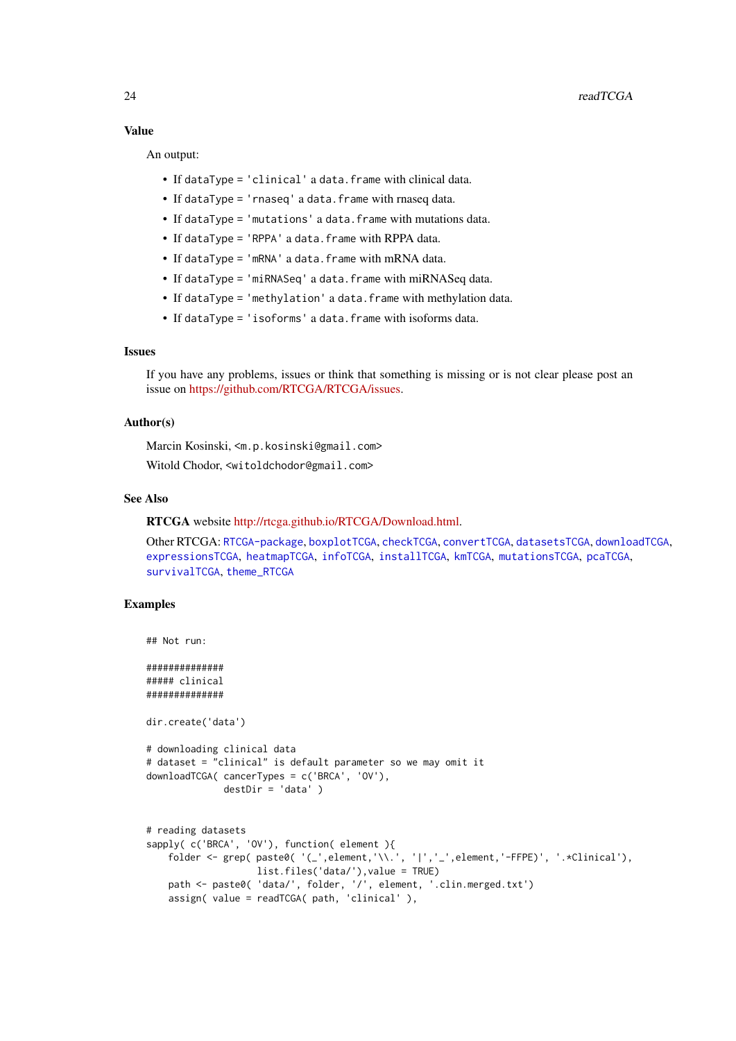### Value

An output:

- If dataType = 'clinical' a data.frame with clinical data.
- If dataType = 'rnaseq' a data.frame with rnaseq data.
- If dataType = 'mutations' a data.frame with mutations data.
- If dataType = 'RPPA' a data.frame with RPPA data.
- If dataType = 'mRNA' a data.frame with mRNA data.
- If dataType = 'miRNASeq' a data.frame with miRNASeq data.
- If dataType = 'methylation' a data.frame with methylation data.
- If dataType = 'isoforms' a data.frame with isoforms data.

### Issues

If you have any problems, issues or think that something is missing or is not clear please post an issue on https://github.com/RTCGA/RTCGA/issues.

### Author(s)

Marcin Kosinski, <m.p.kosinski@gmail.com>

Witold Chodor, <witoldchodor@gmail.com>

### See Also

**RTCGA** website http://rtcga.github.io/RTCGA/Download.html.

Other RTCGA: RTCGA-package, boxplotTCGA, checkTCGA, convertTCGA, datasetsTCGA, downloadTCGA, expressionsTCGA, heatmapTCGA, infoTCGA, installTCGA, kmTCGA, mutationsTCGA, pcaTCGA, survivalTCGA, theme_RTCGA

### Examples

```
## Not run:

##############
##### clinical
##############

dir.create('data')

# downloading clinical data
# dataset = "clinical" is default parameter so we may omit it
downloadTCGA( cancerTypes = c('BRCA', 'OV'),
              destDir = 'data' )


# reading datasets
sapply( c('BRCA', 'OV'), function( element ){
    folder <- grep( paste0( '(_',element,'\\.', '|','_',element,'-FFPE)', '.*Clinical'),
                    list.files('data/'),value = TRUE)
    path <- paste0( 'data/', folder, '/', element, '.clin.merged.txt')
    assign( value = readTCGA( path, 'clinical' ),
```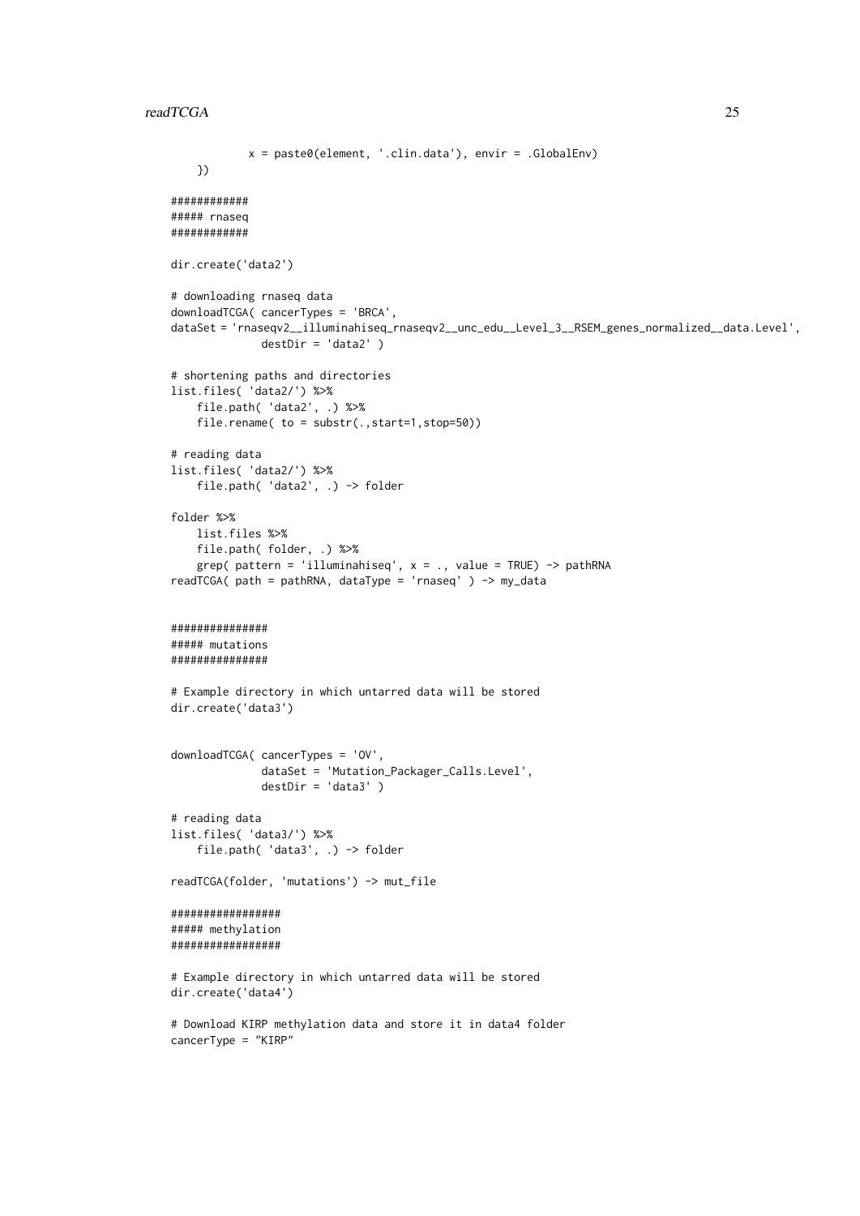```
            x = paste0(element, '.clin.data'), envir = .GlobalEnv)
    })

############
##### rnaseq
############

dir.create('data2')

# downloading rnaseq data
downloadTCGA( cancerTypes = 'BRCA',
dataSet = 'rnaseqv2__illuminahiseq_rnaseqv2__unc_edu__Level_3__RSEM_genes_normalized__data.Level',
              destDir = 'data2' )

# shortening paths and directories
list.files( 'data2/') %>%
    file.path( 'data2', .) %>%
    file.rename( to = substr(.,start=1,stop=50))

# reading data
list.files( 'data2/') %>%
    file.path( 'data2', .) -> folder

folder %>%
    list.files %>%
    file.path( folder, .) %>%
    grep( pattern = 'illuminahiseq', x = ., value = TRUE) -> pathRNA
readTCGA( path = pathRNA, dataType = 'rnaseq' ) -> my_data


###############
##### mutations
###############

# Example directory in which untarred data will be stored
dir.create('data3')


downloadTCGA( cancerTypes = 'OV',
              dataSet = 'Mutation_Packager_Calls.Level',
              destDir = 'data3' )

# reading data
list.files( 'data3/') %>%
    file.path( 'data3', .) -> folder

readTCGA(folder, 'mutations') -> mut_file

#################
##### methylation
#################

# Example directory in which untarred data will be stored
dir.create('data4')

# Download KIRP methylation data and store it in data4 folder
cancerType = "KIRP"
```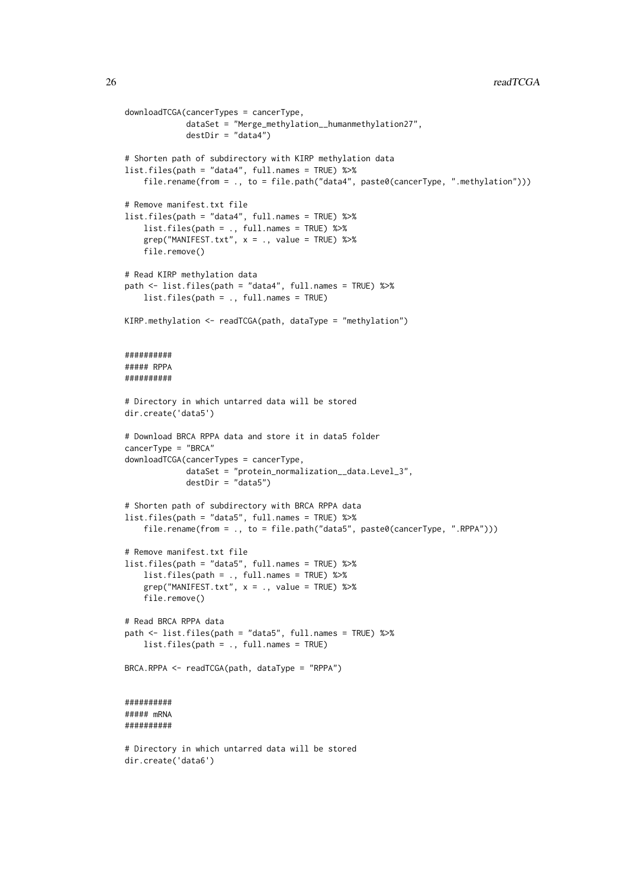```
downloadTCGA(cancerTypes = cancerType,
             dataSet = "Merge_methylation__humanmethylation27",
             destDir = "data4")

# Shorten path of subdirectory with KIRP methylation data
list.files(path = "data4", full.names = TRUE) %>%
    file.rename(from = ., to = file.path("data4", paste0(cancerType, ".methylation")))

# Remove manifest.txt file
list.files(path = "data4", full.names = TRUE) %>%
    list.files(path = ., full.names = TRUE) %>%
    grep("MANIFEST.txt", x = ., value = TRUE) %>%
    file.remove()

# Read KIRP methylation data
path <- list.files(path = "data4", full.names = TRUE) %>%
    list.files(path = ., full.names = TRUE)

KIRP.methylation <- readTCGA(path, dataType = "methylation")


##########
##### RPPA
##########

# Directory in which untarred data will be stored
dir.create('data5')

# Download BRCA RPPA data and store it in data5 folder
cancerType = "BRCA"
downloadTCGA(cancerTypes = cancerType,
             dataSet = "protein_normalization__data.Level_3",
             destDir = "data5")

# Shorten path of subdirectory with BRCA RPPA data
list.files(path = "data5", full.names = TRUE) %>%
    file.rename(from = ., to = file.path("data5", paste0(cancerType, ".RPPA")))

# Remove manifest.txt file
list.files(path = "data5", full.names = TRUE) %>%
    list.files(path = ., full.names = TRUE) %>%
    grep("MANIFEST.txt", x = ., value = TRUE) %>%
    file.remove()

# Read BRCA RPPA data
path <- list.files(path = "data5", full.names = TRUE) %>%
    list.files(path = ., full.names = TRUE)

BRCA.RPPA <- readTCGA(path, dataType = "RPPA")


##########
##### mRNA
##########

# Directory in which untarred data will be stored
dir.create('data6')
```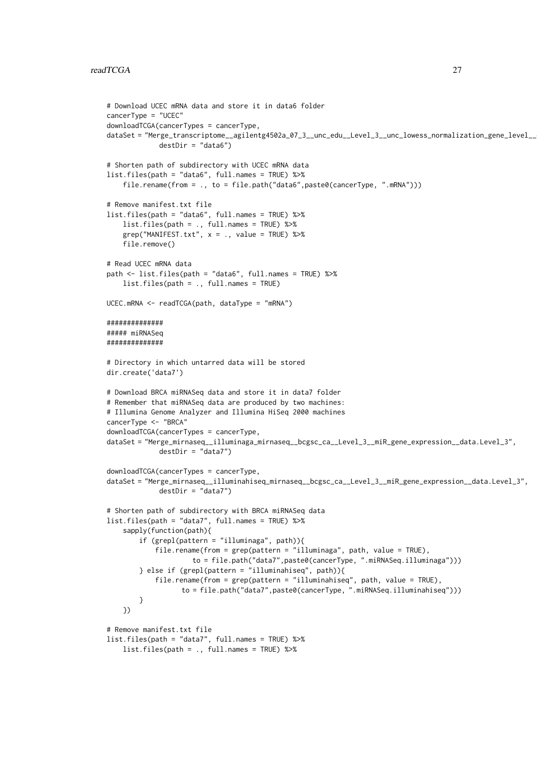```
# Download UCEC mRNA data and store it in data6 folder
cancerType = "UCEC"
downloadTCGA(cancerTypes = cancerType,
dataSet = "Merge_transcriptome__agilentg4502a_07_3__unc_edu__Level_3__unc_lowess_normalization_gene_level__
             destDir = "data6")

# Shorten path of subdirectory with UCEC mRNA data
list.files(path = "data6", full.names = TRUE) %>%
    file.rename(from = ., to = file.path("data6",paste0(cancerType, ".mRNA")))

# Remove manifest.txt file
list.files(path = "data6", full.names = TRUE) %>%
    list.files(path = ., full.names = TRUE) %>%
    grep("MANIFEST.txt", x = ., value = TRUE) %>%
    file.remove()

# Read UCEC mRNA data
path <- list.files(path = "data6", full.names = TRUE) %>%
    list.files(path = ., full.names = TRUE)

UCEC.mRNA <- readTCGA(path, dataType = "mRNA")

##############
##### miRNASeq
##############

# Directory in which untarred data will be stored
dir.create('data7')

# Download BRCA miRNASeq data and store it in data7 folder
# Remember that miRNASeq data are produced by two machines:
# Illumina Genome Analyzer and Illumina HiSeq 2000 machines
cancerType <- "BRCA"
downloadTCGA(cancerTypes = cancerType,
dataSet = "Merge_mirnaseq__illuminaga_mirnaseq__bcgsc_ca__Level_3__miR_gene_expression__data.Level_3",
             destDir = "data7")

downloadTCGA(cancerTypes = cancerType,
dataSet = "Merge_mirnaseq__illuminahiseq_mirnaseq__bcgsc_ca__Level_3__miR_gene_expression__data.Level_3",
             destDir = "data7")

# Shorten path of subdirectory with BRCA miRNASeq data
list.files(path = "data7", full.names = TRUE) %>%
    sapply(function(path){
        if (grepl(pattern = "illuminaga", path)){
            file.rename(from = grep(pattern = "illuminaga", path, value = TRUE),
                     to = file.path("data7",paste0(cancerType, ".miRNASeq.illuminaga")))
        } else if (grepl(pattern = "illuminahiseq", path)){
            file.rename(from = grep(pattern = "illuminahiseq", path, value = TRUE),
                  to = file.path("data7",paste0(cancerType, ".miRNASeq.illuminahiseq")))
        }
    })

# Remove manifest.txt file
list.files(path = "data7", full.names = TRUE) %>%
    list.files(path = ., full.names = TRUE) %>%
```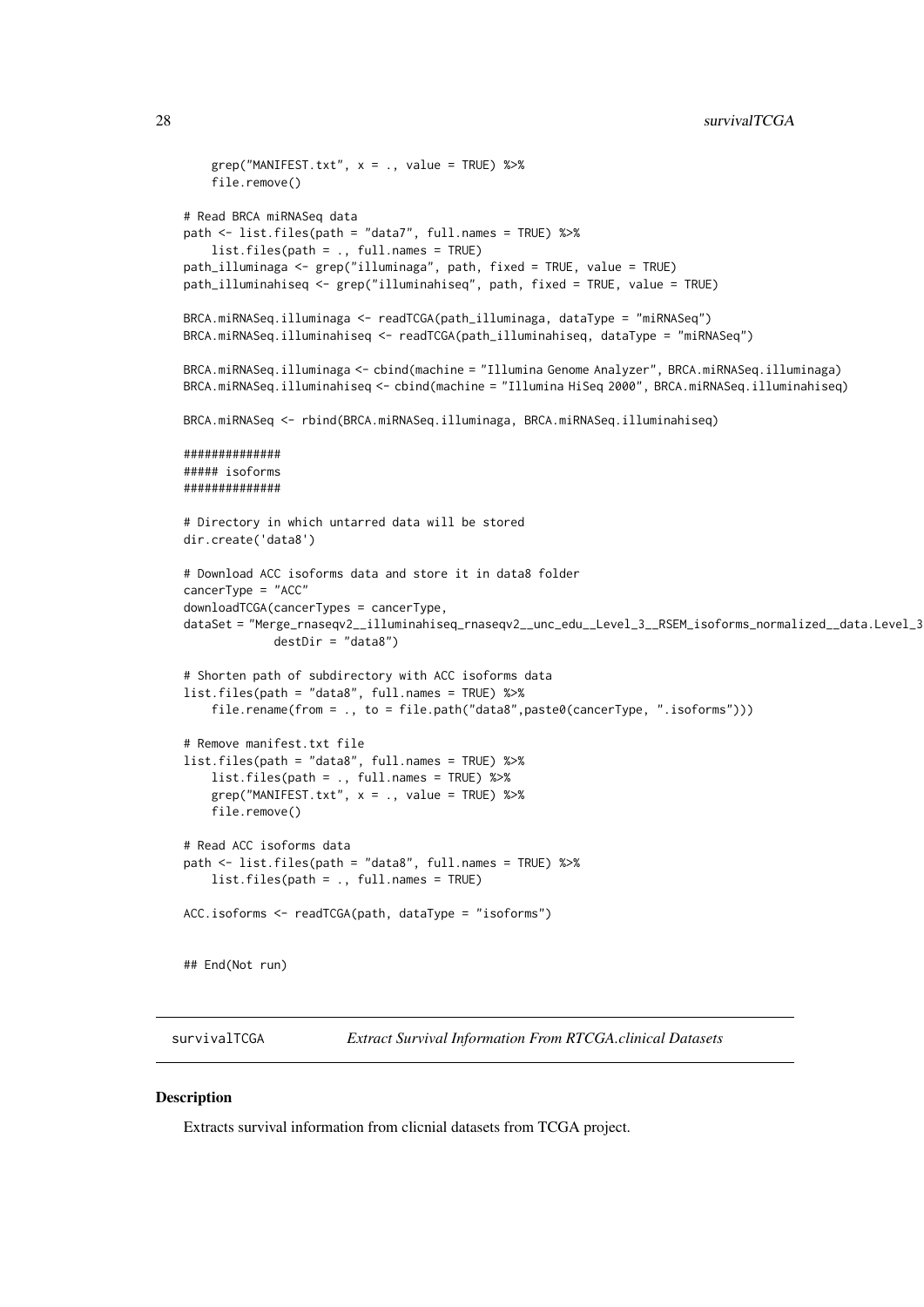```
    grep("MANIFEST.txt", x = ., value = TRUE) %>%
    file.remove()

# Read BRCA miRNASeq data
path <- list.files(path = "data7", full.names = TRUE) %>%
    list.files(path = ., full.names = TRUE)
path_illuminaga <- grep("illuminaga", path, fixed = TRUE, value = TRUE)
path_illuminahiseq <- grep("illuminahiseq", path, fixed = TRUE, value = TRUE)

BRCA.miRNASeq.illuminaga <- readTCGA(path_illuminaga, dataType = "miRNASeq")
BRCA.miRNASeq.illuminahiseq <- readTCGA(path_illuminahiseq, dataType = "miRNASeq")

BRCA.miRNASeq.illuminaga <- cbind(machine = "Illumina Genome Analyzer", BRCA.miRNASeq.illuminaga)
BRCA.miRNASeq.illuminahiseq <- cbind(machine = "Illumina HiSeq 2000", BRCA.miRNASeq.illuminahiseq)

BRCA.miRNASeq <- rbind(BRCA.miRNASeq.illuminaga, BRCA.miRNASeq.illuminahiseq)

##############
##### isoforms
##############

# Directory in which untarred data will be stored
dir.create('data8')

# Download ACC isoforms data and store it in data8 folder
cancerType = "ACC"
downloadTCGA(cancerTypes = cancerType,
dataSet = "Merge_rnaseqv2__illuminahiseq_rnaseqv2__unc_edu__Level_3__RSEM_isoforms_normalized__data.Level_3
             destDir = "data8")

# Shorten path of subdirectory with ACC isoforms data
list.files(path = "data8", full.names = TRUE) %>%
    file.rename(from = ., to = file.path("data8",paste0(cancerType, ".isoforms")))

# Remove manifest.txt file
list.files(path = "data8", full.names = TRUE) %>%
    list.files(path = ., full.names = TRUE) %>%
    grep("MANIFEST.txt", x = ., value = TRUE) %>%
    file.remove()

# Read ACC isoforms data
path <- list.files(path = "data8", full.names = TRUE) %>%
    list.files(path = ., full.names = TRUE)

ACC.isoforms <- readTCGA(path, dataType = "isoforms")


## End(Not run)
```

---

survivalTCGA *Extract Survival Information From RTCGA.clinical Datasets*

---

### Description

Extracts survival information from clicnial datasets from TCGA project.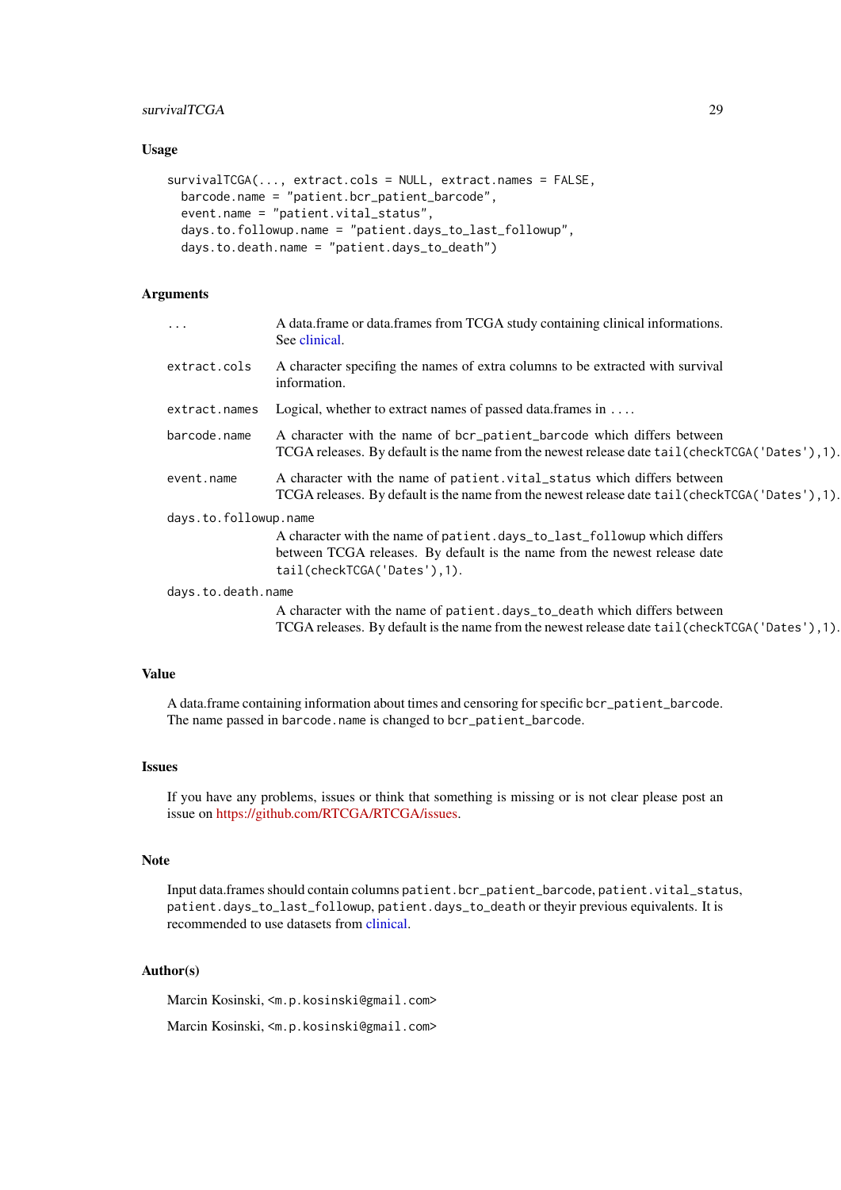### Usage

```
survivalTCGA(..., extract.cols = NULL, extract.names = FALSE,
  barcode.name = "patient.bcr_patient_barcode",
  event.name = "patient.vital_status",
  days.to.followup.name = "patient.days_to_last_followup",
  days.to.death.name = "patient.days_to_death")
```

### Arguments

- `...` — A data.frame or data.frames from TCGA study containing clinical informations. See clinical.
- `extract.cols` — A character specifing the names of extra columns to be extracted with survival information.
- `extract.names` — Logical, whether to extract names of passed data.frames in `...`.
- `barcode.name` — A character with the name of `bcr_patient_barcode` which differs between TCGA releases. By default is the name from the newest release date `tail(checkTCGA('Dates'),1)`.
- `event.name` — A character with the name of `patient.vital_status` which differs between TCGA releases. By default is the name from the newest release date `tail(checkTCGA('Dates'),1)`.
- `days.to.followup.name` — A character with the name of `patient.days_to_last_followup` which differs between TCGA releases. By default is the name from the newest release date `tail(checkTCGA('Dates'),1)`.
- `days.to.death.name` — A character with the name of `patient.days_to_death` which differs between TCGA releases. By default is the name from the newest release date `tail(checkTCGA('Dates'),1)`.

### Value

A data.frame containing information about times and censoring for specific `bcr_patient_barcode`. The name passed in `barcode.name` is changed to `bcr_patient_barcode`.

### Issues

If you have any problems, issues or think that something is missing or is not clear please post an issue on https://github.com/RTCGA/RTCGA/issues.

### Note

Input data.frames should contain columns `patient.bcr_patient_barcode`, `patient.vital_status`, `patient.days_to_last_followup`, `patient.days_to_death` or theyir previous equivalents. It is recommended to use datasets from clinical.

### Author(s)

Marcin Kosinski, <m.p.kosinski@gmail.com>

Marcin Kosinski, <m.p.kosinski@gmail.com>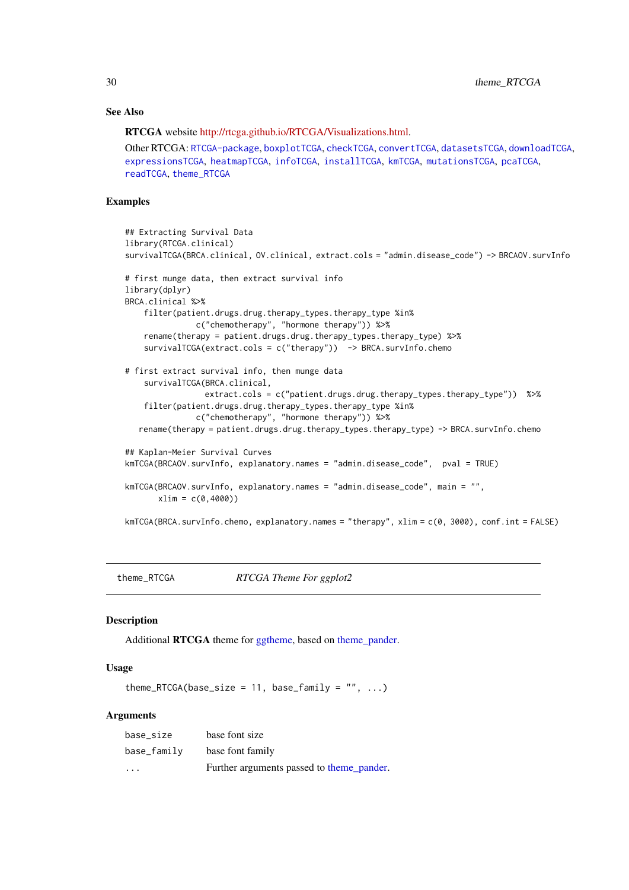### See Also

**RTCGA** website http://rtcga.github.io/RTCGA/Visualizations.html.

Other RTCGA: RTCGA-package, boxplotTCGA, checkTCGA, convertTCGA, datasetsTCGA, downloadTCGA, expressionsTCGA, heatmapTCGA, infoTCGA, installTCGA, kmTCGA, mutationsTCGA, pcaTCGA, readTCGA, theme_RTCGA

### Examples

```
## Extracting Survival Data
library(RTCGA.clinical)
survivalTCGA(BRCA.clinical, OV.clinical, extract.cols = "admin.disease_code") -> BRCAOV.survInfo

# first munge data, then extract survival info
library(dplyr)
BRCA.clinical %>%
    filter(patient.drugs.drug.therapy_types.therapy_type %in%
               c("chemotherapy", "hormone therapy")) %>%
    rename(therapy = patient.drugs.drug.therapy_types.therapy_type) %>%
    survivalTCGA(extract.cols = c("therapy"))  -> BRCA.survInfo.chemo

# first extract survival info, then munge data
    survivalTCGA(BRCA.clinical,
                 extract.cols = c("patient.drugs.drug.therapy_types.therapy_type"))  %>%
    filter(patient.drugs.drug.therapy_types.therapy_type %in%
               c("chemotherapy", "hormone therapy")) %>%
   rename(therapy = patient.drugs.drug.therapy_types.therapy_type) -> BRCA.survInfo.chemo

## Kaplan-Meier Survival Curves
kmTCGA(BRCAOV.survInfo, explanatory.names = "admin.disease_code",  pval = TRUE)

kmTCGA(BRCAOV.survInfo, explanatory.names = "admin.disease_code", main = "",
       xlim = c(0,4000))

kmTCGA(BRCA.survInfo.chemo, explanatory.names = "therapy", xlim = c(0, 3000), conf.int = FALSE)
```

---

## theme_RTCGA *RTCGA Theme For ggplot2*

---

### Description

Additional **RTCGA** theme for ggtheme, based on theme_pander.

### Usage

```
theme_RTCGA(base_size = 11, base_family = "", ...)
```

### Arguments

| | |
|---|---|
| base_size | base font size |
| base_family | base font family |
| ... | Further arguments passed to theme_pander. |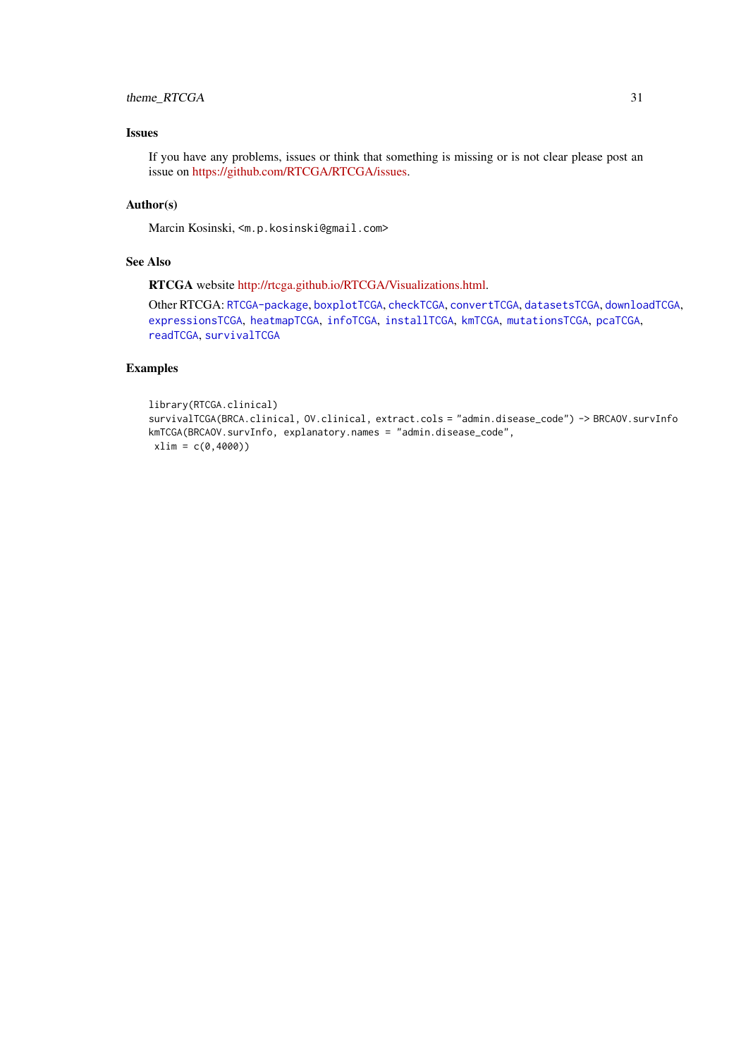### Issues

If you have any problems, issues or think that something is missing or is not clear please post an issue on https://github.com/RTCGA/RTCGA/issues.

### Author(s)

Marcin Kosinski, <m.p.kosinski@gmail.com>

### See Also

**RTCGA** website http://rtcga.github.io/RTCGA/Visualizations.html.

Other RTCGA: `RTCGA-package`, `boxplotTCGA`, `checkTCGA`, `convertTCGA`, `datasetsTCGA`, `downloadTCGA`, `expressionsTCGA`, `heatmapTCGA`, `infoTCGA`, `installTCGA`, `kmTCGA`, `mutationsTCGA`, `pcaTCGA`, `readTCGA`, `survivalTCGA`

### Examples

```
library(RTCGA.clinical)
survivalTCGA(BRCA.clinical, OV.clinical, extract.cols = "admin.disease_code") -> BRCAOV.survInfo
kmTCGA(BRCAOV.survInfo, explanatory.names = "admin.disease_code",
 xlim = c(0,4000))
```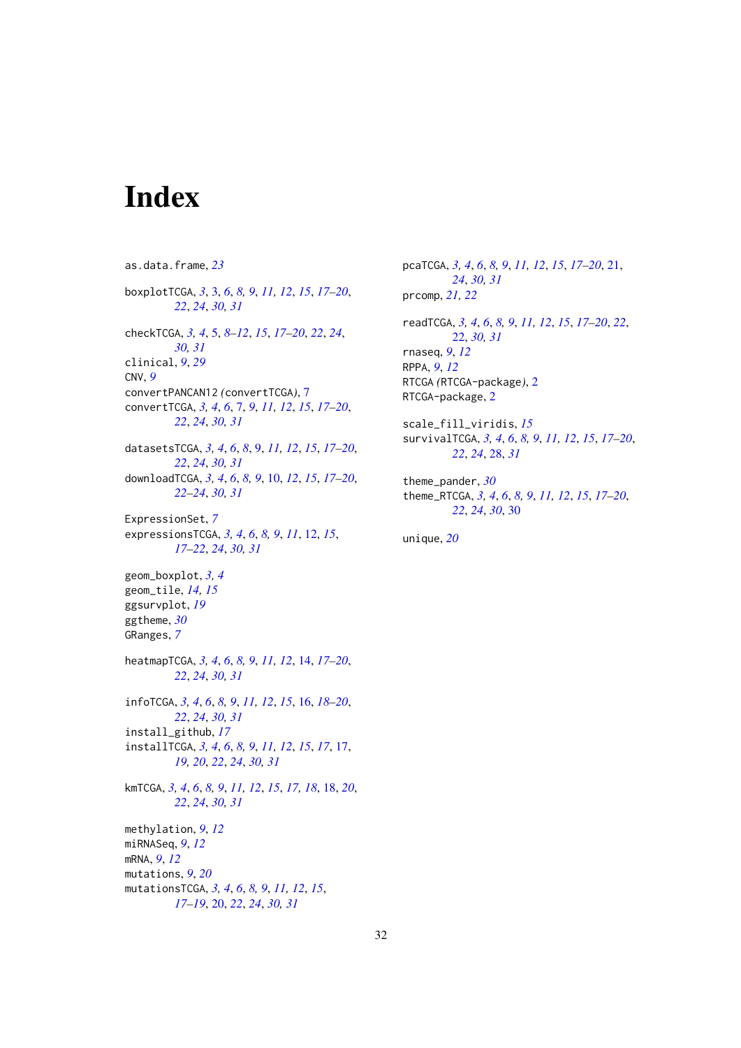# Index

as.data.frame, *23*

boxplotTCGA, *3*, 3, *6*, *8*, *9*, *11*, *12*, *15*, *17–20*, *22*, *24*, *30*, *31*

checkTCGA, *3*, *4*, 5, *8–12*, *15*, *17–20*, *22*, *24*, *30*, *31*
clinical, *9*, *29*
CNV, *9*
convertPANCAN12 (convertTCGA), 7
convertTCGA, *3*, *4*, *6*, 7, *9*, *11*, *12*, *15*, *17–20*, *22*, *24*, *30*, *31*

datasetsTCGA, *3*, *4*, *6*, *8*, 9, *11*, *12*, *15*, *17–20*, *22*, *24*, *30*, *31*
downloadTCGA, *3*, *4*, *6*, *8*, *9*, 10, *12*, *15*, *17–20*, *22–24*, *30*, *31*

ExpressionSet, *7*
expressionsTCGA, *3*, *4*, *6*, *8*, *9*, *11*, 12, *15*, *17–22*, *24*, *30*, *31*

geom_boxplot, *3*, *4*
geom_tile, *14*, *15*
ggsurvplot, *19*
ggtheme, *30*
GRanges, *7*

heatmapTCGA, *3*, *4*, *6*, *8*, *9*, *11*, *12*, 14, *17–20*, *22*, *24*, *30*, *31*

infoTCGA, *3*, *4*, *6*, *8*, *9*, *11*, *12*, *15*, 16, *18–20*, *22*, *24*, *30*, *31*
install_github, *17*
installTCGA, *3*, *4*, *6*, *8*, *9*, *11*, *12*, *15*, *17*, 17, *19*, *20*, *22*, *24*, *30*, *31*

kmTCGA, *3*, *4*, *6*, *8*, *9*, *11*, *12*, *15*, *17*, *18*, 18, *20*, *22*, *24*, *30*, *31*

methylation, *9*, *12*
miRNASeq, *9*, *12*
mRNA, *9*, *12*
mutations, *9*, *20*
mutationsTCGA, *3*, *4*, *6*, *8*, *9*, *11*, *12*, *15*, *17–19*, 20, *22*, *24*, *30*, *31*

pcaTCGA, *3*, *4*, *6*, *8*, *9*, *11*, *12*, *15*, *17–20*, 21, *24*, *30*, *31*
prcomp, *21*, *22*

readTCGA, *3*, *4*, *6*, *8*, *9*, *11*, *12*, *15*, *17–20*, 22, *22*, *30*, *31*
rnaseq, *9*, *12*
RPPA, *9*, *12*
RTCGA (RTCGA-package), 2
RTCGA-package, 2

scale_fill_viridis, *15*
survivalTCGA, *3*, *4*, *6*, *8*, *9*, *11*, *12*, *15*, *17–20*, *22*, *24*, 28, *31*

theme_pander, *30*
theme_RTCGA, *3*, *4*, *6*, *8*, *9*, *11*, *12*, *15*, *17–20*, *22*, *24*, *30*, 30

unique, *20*